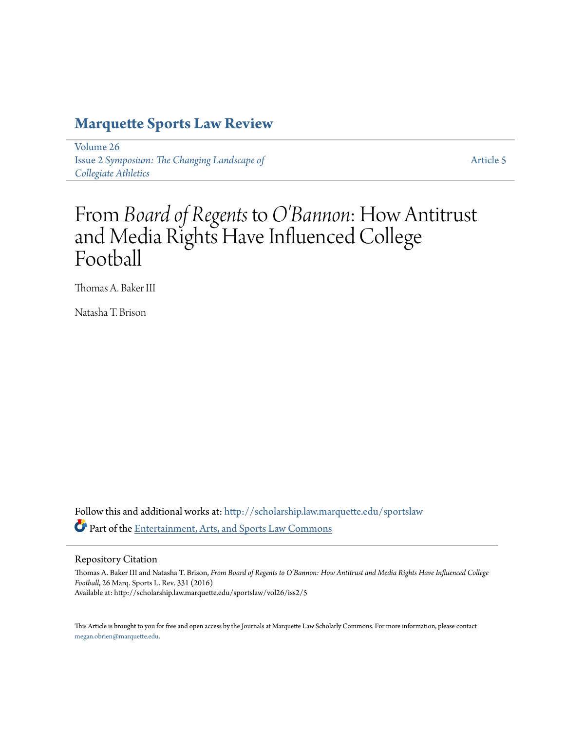# Marquette Sports Law Review

Volume 26
Issue 2 *Symposium: The Changing Landscape of Collegiate Athletics*

Article 5

# From *Board of Regents* to *O'Bannon*: How Antitrust and Media Rights Have Influenced College Football

Thomas A. Baker III

Natasha T. Brison

Follow this and additional works at: http://scholarship.law.marquette.edu/sportslaw

Part of the Entertainment, Arts, and Sports Law Commons

## Repository Citation

Thomas A. Baker III and Natasha T. Brison, *From Board of Regents to O'Bannon: How Antitrust and Media Rights Have Influenced College Football*, 26 Marq. Sports L. Rev. 331 (2016)
Available at: http://scholarship.law.marquette.edu/sportslaw/vol26/iss2/5

This Article is brought to you for free and open access by the Journals at Marquette Law Scholarly Commons. For more information, please contact megan.obrien@marquette.edu.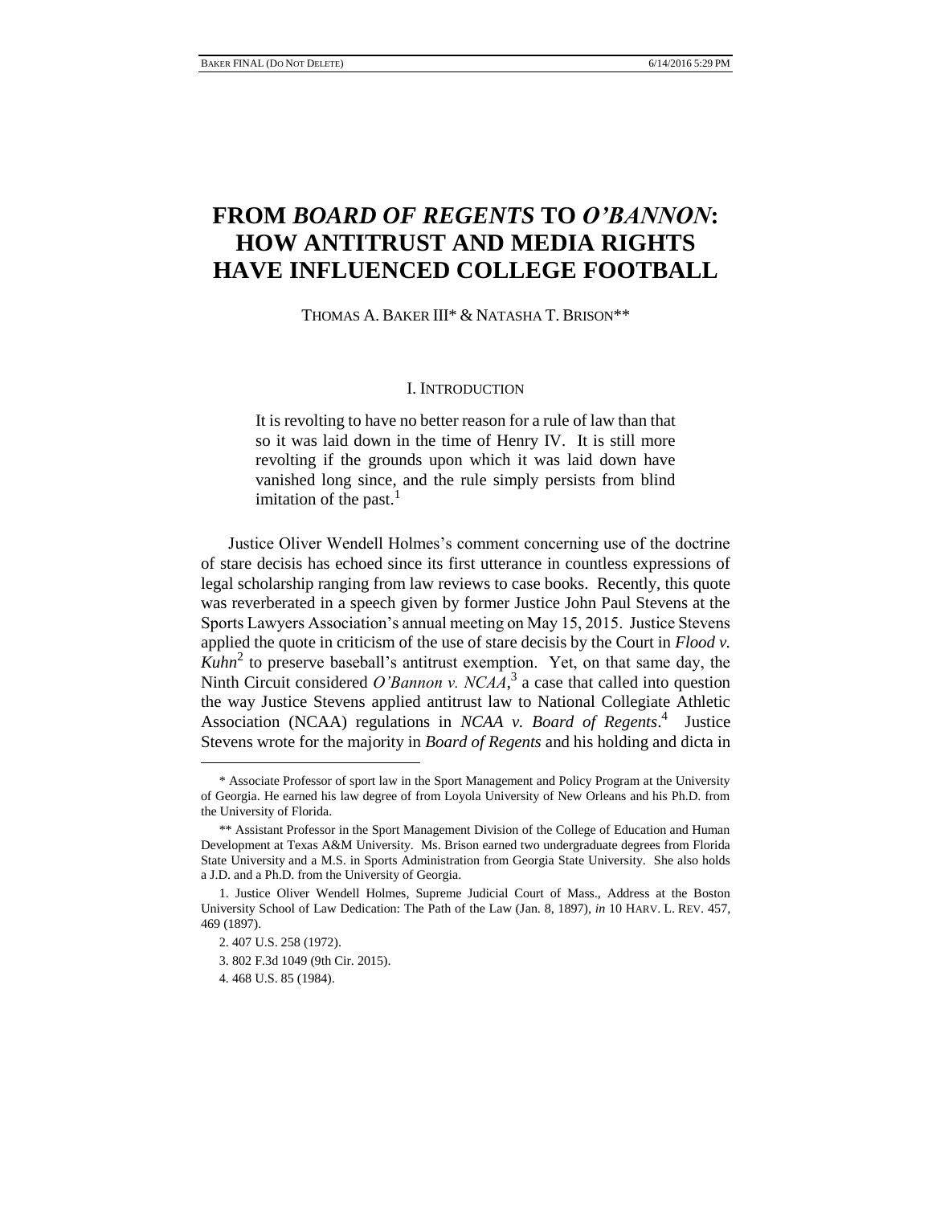# FROM *BOARD OF REGENTS* TO *O'BANNON*: HOW ANTITRUST AND MEDIA RIGHTS HAVE INFLUENCED COLLEGE FOOTBALL

THOMAS A. BAKER III* & NATASHA T. BRISON**

## I. INTRODUCTION

> It is revolting to have no better reason for a rule of law than that so it was laid down in the time of Henry IV. It is still more revolting if the grounds upon which it was laid down have vanished long since, and the rule simply persists from blind imitation of the past.[1]

Justice Oliver Wendell Holmes's comment concerning use of the doctrine of stare decisis has echoed since its first utterance in countless expressions of legal scholarship ranging from law reviews to case books. Recently, this quote was reverberated in a speech given by former Justice John Paul Stevens at the Sports Lawyers Association's annual meeting on May 15, 2015. Justice Stevens applied the quote in criticism of the use of stare decisis by the Court in *Flood v. Kuhn*[2] to preserve baseball's antitrust exemption. Yet, on that same day, the Ninth Circuit considered *O'Bannon v. NCAA*,[3] a case that called into question the way Justice Stevens applied antitrust law to National Collegiate Athletic Association (NCAA) regulations in *NCAA v. Board of Regents*.[4] Justice Stevens wrote for the majority in *Board of Regents* and his holding and dicta in

---

\* Associate Professor of sport law in the Sport Management and Policy Program at the University of Georgia. He earned his law degree of from Loyola University of New Orleans and his Ph.D. from the University of Florida.

\*\* Assistant Professor in the Sport Management Division of the College of Education and Human Development at Texas A&M University. Ms. Brison earned two undergraduate degrees from Florida State University and a M.S. in Sports Administration from Georgia State University. She also holds a J.D. and a Ph.D. from the University of Georgia.

1. Justice Oliver Wendell Holmes, Supreme Judicial Court of Mass., Address at the Boston University School of Law Dedication: The Path of the Law (Jan. 8, 1897), *in* 10 HARV. L. REV. 457, 469 (1897).

2. 407 U.S. 258 (1972).

3. 802 F.3d 1049 (9th Cir. 2015).

4. 468 U.S. 85 (1984).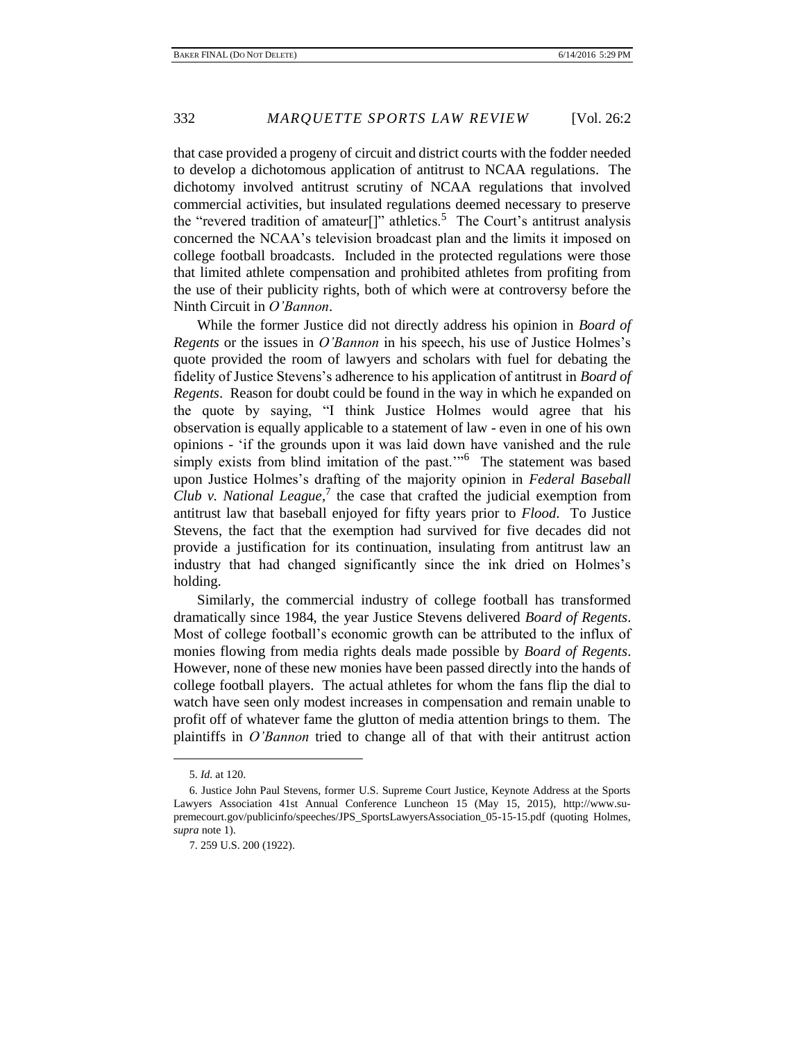that case provided a progeny of circuit and district courts with the fodder needed to develop a dichotomous application of antitrust to NCAA regulations. The dichotomy involved antitrust scrutiny of NCAA regulations that involved commercial activities, but insulated regulations deemed necessary to preserve the "revered tradition of amateur[]" athletics.[5] The Court's antitrust analysis concerned the NCAA's television broadcast plan and the limits it imposed on college football broadcasts. Included in the protected regulations were those that limited athlete compensation and prohibited athletes from profiting from the use of their publicity rights, both of which were at controversy before the Ninth Circuit in *O'Bannon*.

While the former Justice did not directly address his opinion in *Board of Regents* or the issues in *O'Bannon* in his speech, his use of Justice Holmes's quote provided the room of lawyers and scholars with fuel for debating the fidelity of Justice Stevens's adherence to his application of antitrust in *Board of Regents*. Reason for doubt could be found in the way in which he expanded on the quote by saying, "I think Justice Holmes would agree that his observation is equally applicable to a statement of law - even in one of his own opinions - 'if the grounds upon it was laid down have vanished and the rule simply exists from blind imitation of the past.'"[6] The statement was based upon Justice Holmes's drafting of the majority opinion in *Federal Baseball Club v. National League*,[7] the case that crafted the judicial exemption from antitrust law that baseball enjoyed for fifty years prior to *Flood*. To Justice Stevens, the fact that the exemption had survived for five decades did not provide a justification for its continuation, insulating from antitrust law an industry that had changed significantly since the ink dried on Holmes's holding.

Similarly, the commercial industry of college football has transformed dramatically since 1984, the year Justice Stevens delivered *Board of Regents*. Most of college football's economic growth can be attributed to the influx of monies flowing from media rights deals made possible by *Board of Regents*. However, none of these new monies have been passed directly into the hands of college football players. The actual athletes for whom the fans flip the dial to watch have seen only modest increases in compensation and remain unable to profit off of whatever fame the glutton of media attention brings to them. The plaintiffs in *O'Bannon* tried to change all of that with their antitrust action

5. *Id.* at 120.

6. Justice John Paul Stevens, former U.S. Supreme Court Justice, Keynote Address at the Sports Lawyers Association 41st Annual Conference Luncheon 15 (May 15, 2015), http://www.supremecourt.gov/publicinfo/speeches/JPS_SportsLawyersAssociation_05-15-15.pdf (quoting Holmes, *supra* note 1).

7. 259 U.S. 200 (1922).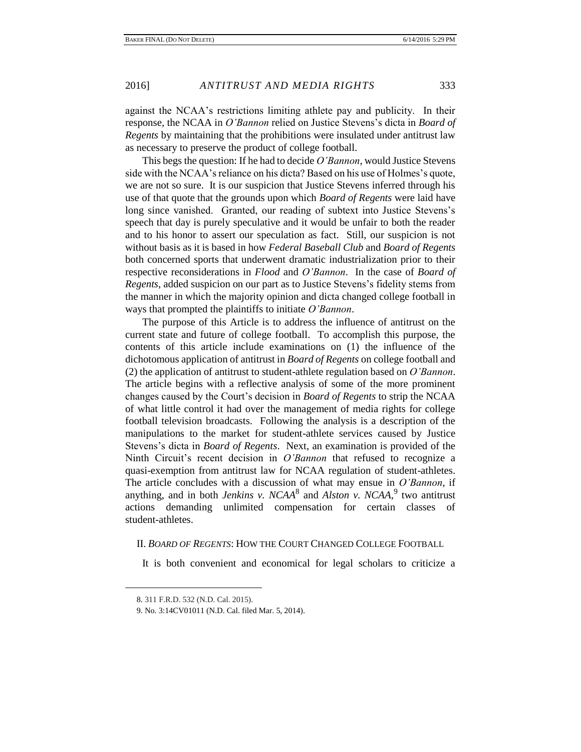against the NCAA's restrictions limiting athlete pay and publicity. In their response, the NCAA in *O'Bannon* relied on Justice Stevens's dicta in *Board of Regents* by maintaining that the prohibitions were insulated under antitrust law as necessary to preserve the product of college football.

This begs the question: If he had to decide *O'Bannon*, would Justice Stevens side with the NCAA's reliance on his dicta? Based on his use of Holmes's quote, we are not so sure. It is our suspicion that Justice Stevens inferred through his use of that quote that the grounds upon which *Board of Regents* were laid have long since vanished. Granted, our reading of subtext into Justice Stevens's speech that day is purely speculative and it would be unfair to both the reader and to his honor to assert our speculation as fact. Still, our suspicion is not without basis as it is based in how *Federal Baseball Club* and *Board of Regents* both concerned sports that underwent dramatic industrialization prior to their respective reconsiderations in *Flood* and *O'Bannon*. In the case of *Board of Regents*, added suspicion on our part as to Justice Stevens's fidelity stems from the manner in which the majority opinion and dicta changed college football in ways that prompted the plaintiffs to initiate *O'Bannon*.

The purpose of this Article is to address the influence of antitrust on the current state and future of college football. To accomplish this purpose, the contents of this article include examinations on (1) the influence of the dichotomous application of antitrust in *Board of Regents* on college football and (2) the application of antitrust to student-athlete regulation based on *O'Bannon*. The article begins with a reflective analysis of some of the more prominent changes caused by the Court's decision in *Board of Regents* to strip the NCAA of what little control it had over the management of media rights for college football television broadcasts. Following the analysis is a description of the manipulations to the market for student-athlete services caused by Justice Stevens's dicta in *Board of Regents*. Next, an examination is provided of the Ninth Circuit's recent decision in *O'Bannon* that refused to recognize a quasi-exemption from antitrust law for NCAA regulation of student-athletes. The article concludes with a discussion of what may ensue in *O'Bannon*, if anything, and in both *Jenkins v. NCAA*[8] and *Alston v. NCAA*,[9] two antitrust actions demanding unlimited compensation for certain classes of student-athletes.

## II. *BOARD OF REGENTS*: HOW THE COURT CHANGED COLLEGE FOOTBALL

It is both convenient and economical for legal scholars to criticize a

---

8. 311 F.R.D. 532 (N.D. Cal. 2015).

9. No. 3:14CV01011 (N.D. Cal. filed Mar. 5, 2014).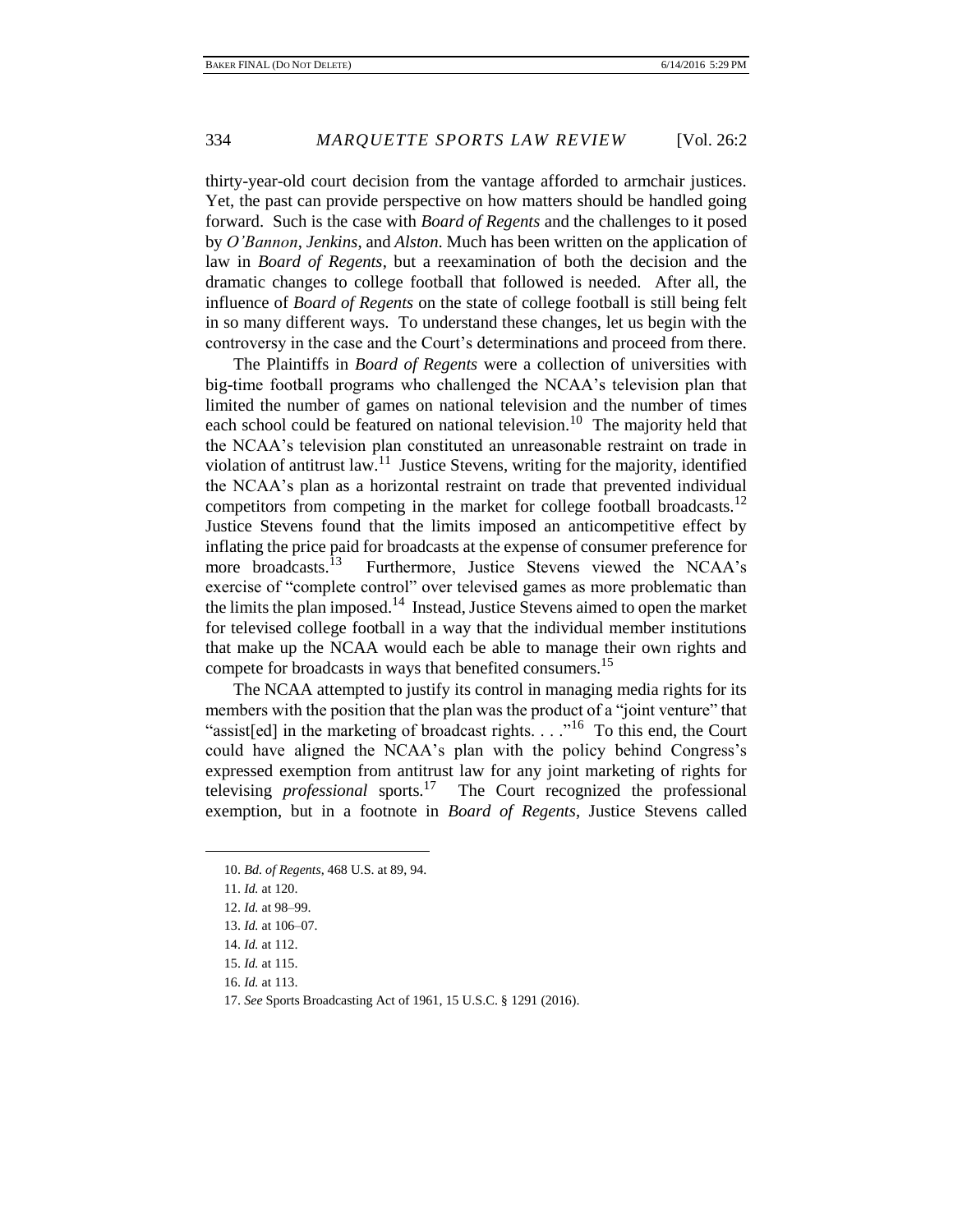thirty-year-old court decision from the vantage afforded to armchair justices. Yet, the past can provide perspective on how matters should be handled going forward. Such is the case with *Board of Regents* and the challenges to it posed by *O'Bannon*, *Jenkins*, and *Alston*. Much has been written on the application of law in *Board of Regents*, but a reexamination of both the decision and the dramatic changes to college football that followed is needed. After all, the influence of *Board of Regents* on the state of college football is still being felt in so many different ways. To understand these changes, let us begin with the controversy in the case and the Court's determinations and proceed from there.

The Plaintiffs in *Board of Regents* were a collection of universities with big-time football programs who challenged the NCAA's television plan that limited the number of games on national television and the number of times each school could be featured on national television.[10] The majority held that the NCAA's television plan constituted an unreasonable restraint on trade in violation of antitrust law.[11] Justice Stevens, writing for the majority, identified the NCAA's plan as a horizontal restraint on trade that prevented individual competitors from competing in the market for college football broadcasts.[12] Justice Stevens found that the limits imposed an anticompetitive effect by inflating the price paid for broadcasts at the expense of consumer preference for more broadcasts.[13] Furthermore, Justice Stevens viewed the NCAA's exercise of "complete control" over televised games as more problematic than the limits the plan imposed.[14] Instead, Justice Stevens aimed to open the market for televised college football in a way that the individual member institutions that make up the NCAA would each be able to manage their own rights and compete for broadcasts in ways that benefited consumers.[15]

The NCAA attempted to justify its control in managing media rights for its members with the position that the plan was the product of a "joint venture" that "assist[ed] in the marketing of broadcast rights. . . ."[16] To this end, the Court could have aligned the NCAA's plan with the policy behind Congress's expressed exemption from antitrust law for any joint marketing of rights for televising *professional* sports.[17] The Court recognized the professional exemption, but in a footnote in *Board of Regents*, Justice Stevens called

---

10. *Bd. of Regents*, 468 U.S. at 89, 94.

11. *Id.* at 120.

12. *Id.* at 98–99.

13. *Id.* at 106–07.

14. *Id.* at 112.

15. *Id.* at 115.

16. *Id.* at 113.

17. *See* Sports Broadcasting Act of 1961, 15 U.S.C. § 1291 (2016).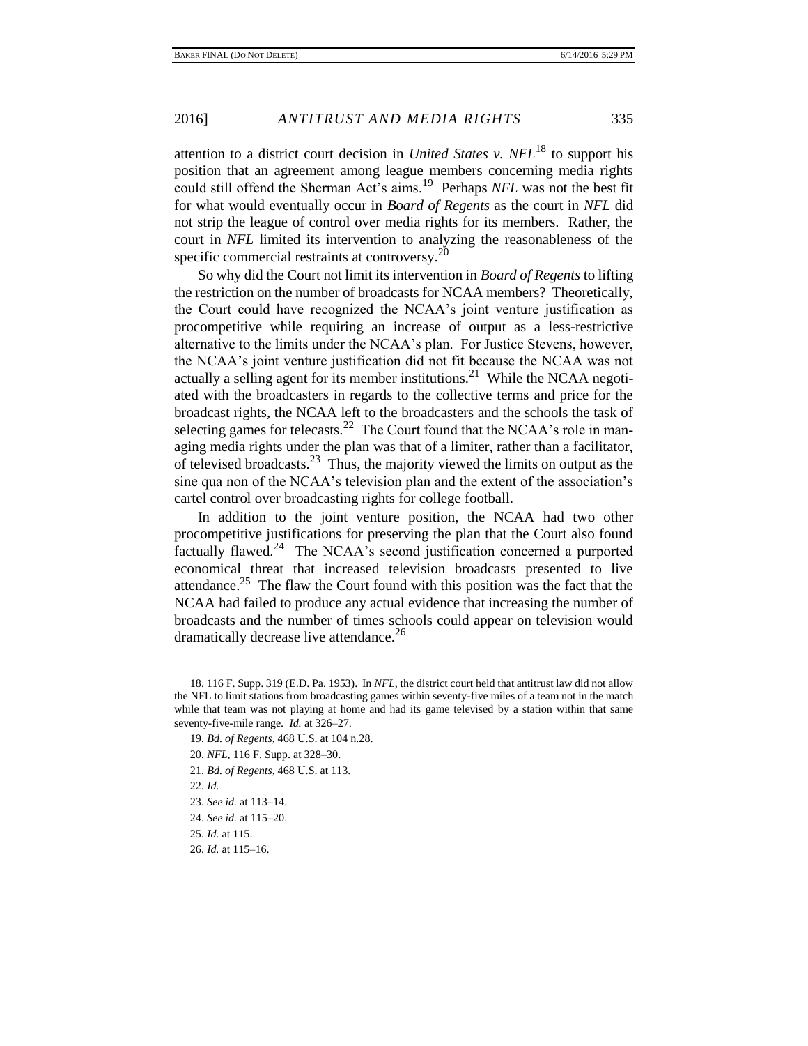attention to a district court decision in *United States v. NFL*[18] to support his position that an agreement among league members concerning media rights could still offend the Sherman Act's aims.[19] Perhaps *NFL* was not the best fit for what would eventually occur in *Board of Regents* as the court in *NFL* did not strip the league of control over media rights for its members. Rather, the court in *NFL* limited its intervention to analyzing the reasonableness of the specific commercial restraints at controversy.[20]

So why did the Court not limit its intervention in *Board of Regents* to lifting the restriction on the number of broadcasts for NCAA members? Theoretically, the Court could have recognized the NCAA's joint venture justification as procompetitive while requiring an increase of output as a less-restrictive alternative to the limits under the NCAA's plan. For Justice Stevens, however, the NCAA's joint venture justification did not fit because the NCAA was not actually a selling agent for its member institutions.[21] While the NCAA negotiated with the broadcasters in regards to the collective terms and price for the broadcast rights, the NCAA left to the broadcasters and the schools the task of selecting games for telecasts.[22] The Court found that the NCAA's role in managing media rights under the plan was that of a limiter, rather than a facilitator, of televised broadcasts.[23] Thus, the majority viewed the limits on output as the sine qua non of the NCAA's television plan and the extent of the association's cartel control over broadcasting rights for college football.

In addition to the joint venture position, the NCAA had two other procompetitive justifications for preserving the plan that the Court also found factually flawed.[24] The NCAA's second justification concerned a purported economical threat that increased television broadcasts presented to live attendance.[25] The flaw the Court found with this position was the fact that the NCAA had failed to produce any actual evidence that increasing the number of broadcasts and the number of times schools could appear on television would dramatically decrease live attendance.[26]

---

18. 116 F. Supp. 319 (E.D. Pa. 1953). In *NFL*, the district court held that antitrust law did not allow the NFL to limit stations from broadcasting games within seventy-five miles of a team not in the match while that team was not playing at home and had its game televised by a station within that same seventy-five-mile range. *Id.* at 326–27.

19. *Bd. of Regents*, 468 U.S. at 104 n.28.

20. *NFL*, 116 F. Supp. at 328–30.

21. *Bd. of Regents*, 468 U.S. at 113.

22. *Id.*

23. *See id.* at 113–14.

24. *See id.* at 115–20.

25. *Id.* at 115.

26. *Id.* at 115–16.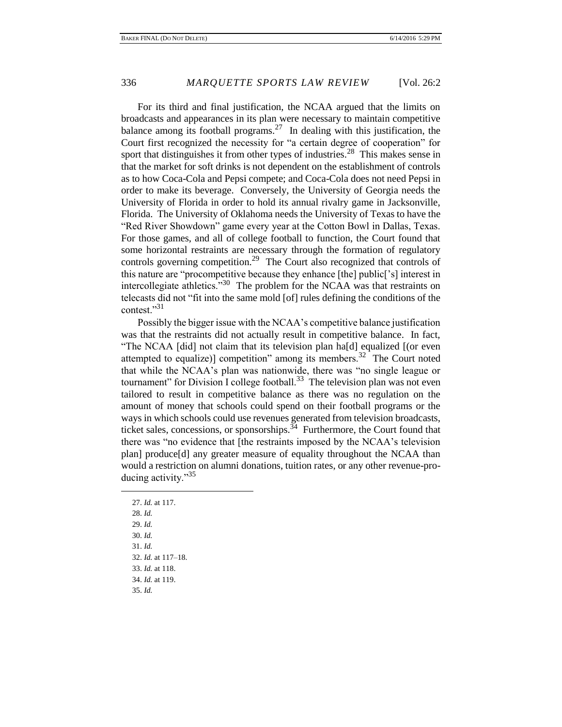For its third and final justification, the NCAA argued that the limits on broadcasts and appearances in its plan were necessary to maintain competitive balance among its football programs.[27] In dealing with this justification, the Court first recognized the necessity for "a certain degree of cooperation" for sport that distinguishes it from other types of industries.[28] This makes sense in that the market for soft drinks is not dependent on the establishment of controls as to how Coca-Cola and Pepsi compete; and Coca-Cola does not need Pepsi in order to make its beverage. Conversely, the University of Georgia needs the University of Florida in order to hold its annual rivalry game in Jacksonville, Florida. The University of Oklahoma needs the University of Texas to have the "Red River Showdown" game every year at the Cotton Bowl in Dallas, Texas. For those games, and all of college football to function, the Court found that some horizontal restraints are necessary through the formation of regulatory controls governing competition.[29] The Court also recognized that controls of this nature are "procompetitive because they enhance [the] public['s] interest in intercollegiate athletics."[30] The problem for the NCAA was that restraints on telecasts did not "fit into the same mold [of] rules defining the conditions of the contest."[31]

Possibly the bigger issue with the NCAA's competitive balance justification was that the restraints did not actually result in competitive balance. In fact, "The NCAA [did] not claim that its television plan ha[d] equalized [(or even attempted to equalize)] competition" among its members.[32] The Court noted that while the NCAA's plan was nationwide, there was "no single league or tournament" for Division I college football.[33] The television plan was not even tailored to result in competitive balance as there was no regulation on the amount of money that schools could spend on their football programs or the ways in which schools could use revenues generated from television broadcasts, ticket sales, concessions, or sponsorships.[34] Furthermore, the Court found that there was "no evidence that [the restraints imposed by the NCAA's television plan] produce[d] any greater measure of equality throughout the NCAA than would a restriction on alumni donations, tuition rates, or any other revenue-producing activity."[35]

---

27. *Id.* at 117.
28. *Id.*
29. *Id.*
30. *Id.*
31. *Id.*
32. *Id.* at 117–18.
33. *Id.* at 118.
34. *Id.* at 119.
35. *Id.*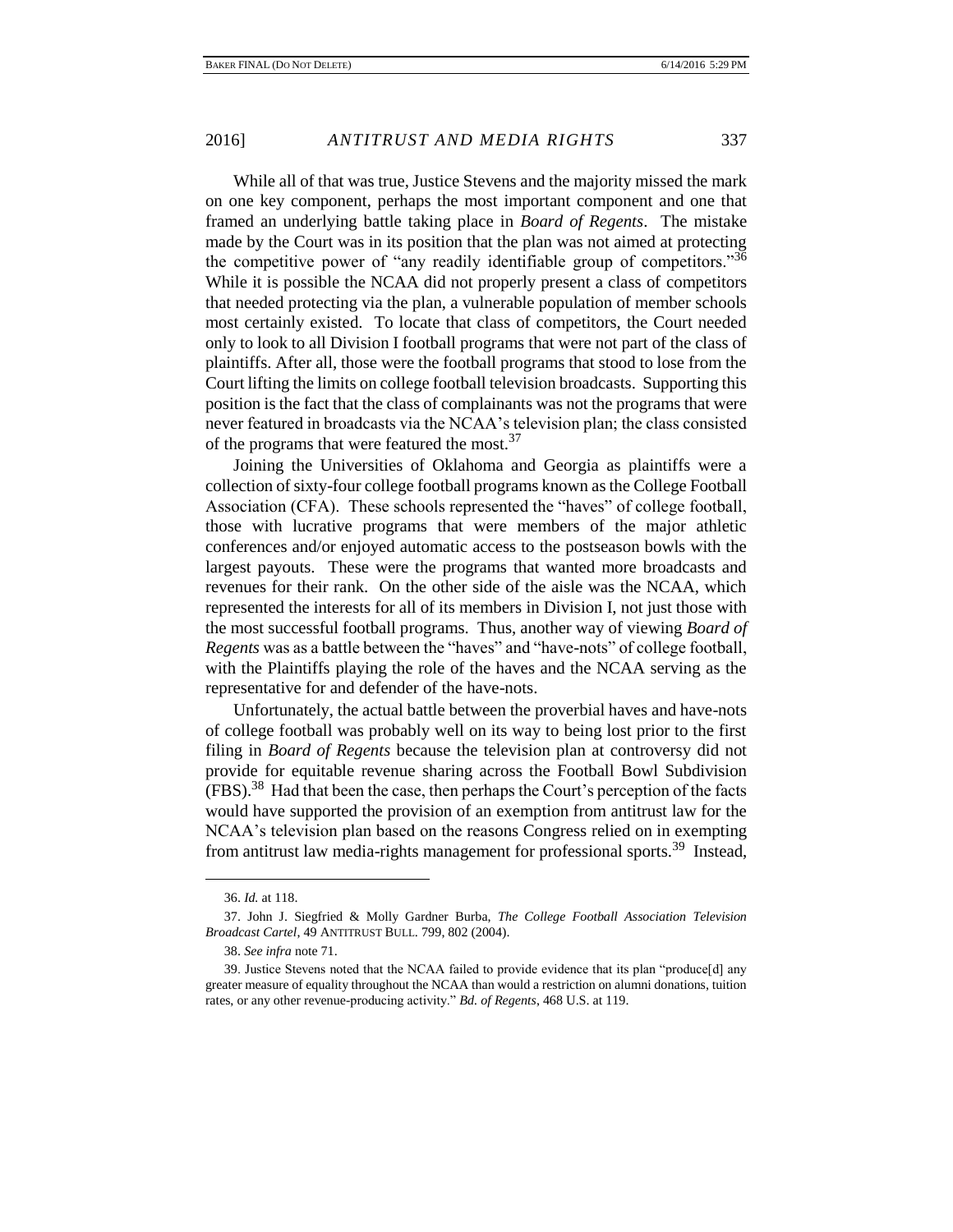While all of that was true, Justice Stevens and the majority missed the mark on one key component, perhaps the most important component and one that framed an underlying battle taking place in *Board of Regents*. The mistake made by the Court was in its position that the plan was not aimed at protecting the competitive power of "any readily identifiable group of competitors."[36] While it is possible the NCAA did not properly present a class of competitors that needed protecting via the plan, a vulnerable population of member schools most certainly existed. To locate that class of competitors, the Court needed only to look to all Division I football programs that were not part of the class of plaintiffs. After all, those were the football programs that stood to lose from the Court lifting the limits on college football television broadcasts. Supporting this position is the fact that the class of complainants was not the programs that were never featured in broadcasts via the NCAA's television plan; the class consisted of the programs that were featured the most.[37]

Joining the Universities of Oklahoma and Georgia as plaintiffs were a collection of sixty-four college football programs known as the College Football Association (CFA). These schools represented the "haves" of college football, those with lucrative programs that were members of the major athletic conferences and/or enjoyed automatic access to the postseason bowls with the largest payouts. These were the programs that wanted more broadcasts and revenues for their rank. On the other side of the aisle was the NCAA, which represented the interests for all of its members in Division I, not just those with the most successful football programs. Thus, another way of viewing *Board of Regents* was as a battle between the "haves" and "have-nots" of college football, with the Plaintiffs playing the role of the haves and the NCAA serving as the representative for and defender of the have-nots.

Unfortunately, the actual battle between the proverbial haves and have-nots of college football was probably well on its way to being lost prior to the first filing in *Board of Regents* because the television plan at controversy did not provide for equitable revenue sharing across the Football Bowl Subdivision (FBS).[38] Had that been the case, then perhaps the Court's perception of the facts would have supported the provision of an exemption from antitrust law for the NCAA's television plan based on the reasons Congress relied on in exempting from antitrust law media-rights management for professional sports.[39] Instead,

---

36. *Id.* at 118.

37. John J. Siegfried & Molly Gardner Burba, *The College Football Association Television Broadcast Cartel*, 49 ANTITRUST BULL. 799, 802 (2004).

38. *See infra* note 71.

39. Justice Stevens noted that the NCAA failed to provide evidence that its plan "produce[d] any greater measure of equality throughout the NCAA than would a restriction on alumni donations, tuition rates, or any other revenue-producing activity." *Bd. of Regents*, 468 U.S. at 119.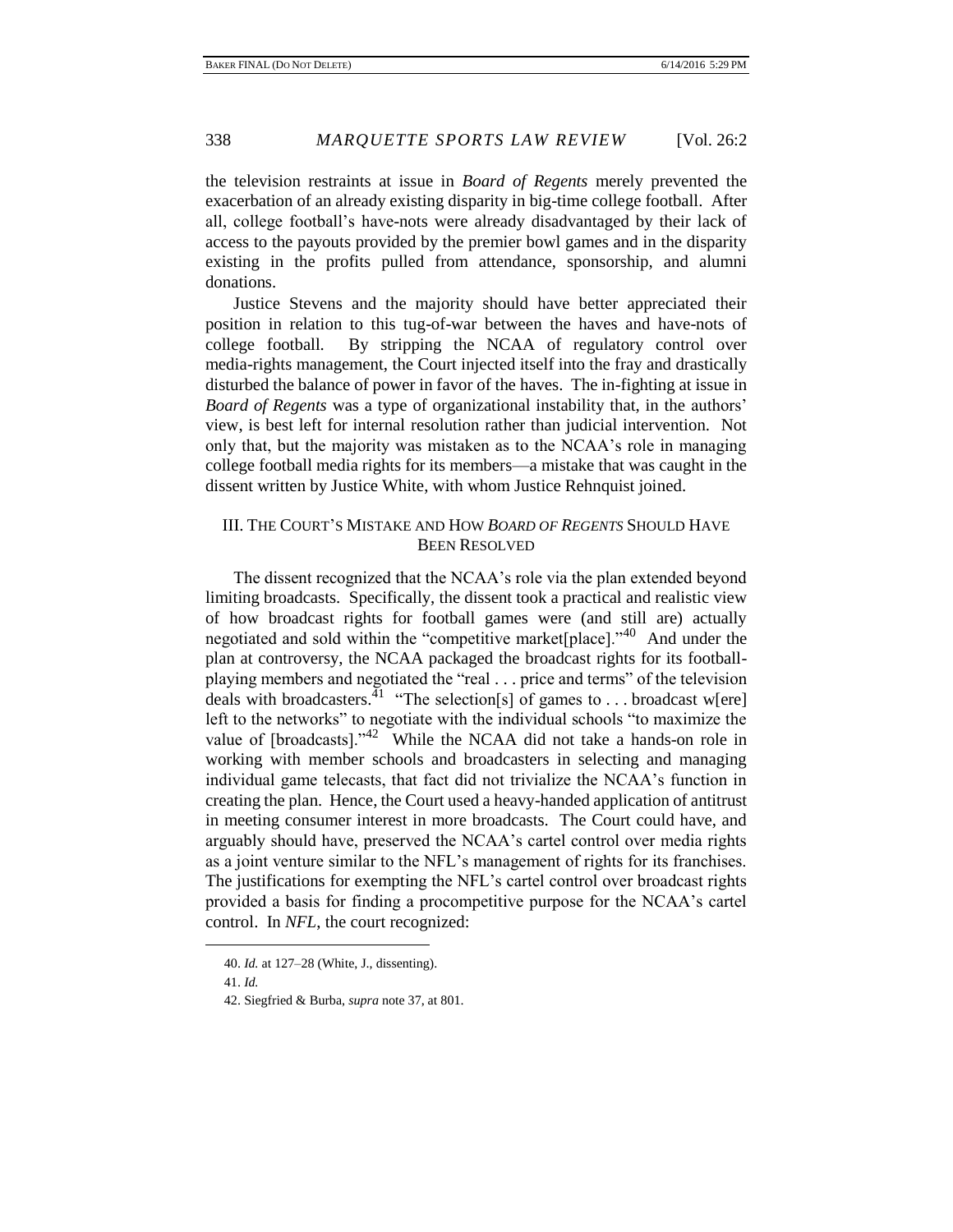the television restraints at issue in *Board of Regents* merely prevented the exacerbation of an already existing disparity in big-time college football. After all, college football's have-nots were already disadvantaged by their lack of access to the payouts provided by the premier bowl games and in the disparity existing in the profits pulled from attendance, sponsorship, and alumni donations.

Justice Stevens and the majority should have better appreciated their position in relation to this tug-of-war between the haves and have-nots of college football. By stripping the NCAA of regulatory control over media-rights management, the Court injected itself into the fray and drastically disturbed the balance of power in favor of the haves. The in-fighting at issue in *Board of Regents* was a type of organizational instability that, in the authors' view, is best left for internal resolution rather than judicial intervention. Not only that, but the majority was mistaken as to the NCAA's role in managing college football media rights for its members—a mistake that was caught in the dissent written by Justice White, with whom Justice Rehnquist joined.

## III. THE COURT'S MISTAKE AND HOW *BOARD OF REGENTS* SHOULD HAVE BEEN RESOLVED

The dissent recognized that the NCAA's role via the plan extended beyond limiting broadcasts. Specifically, the dissent took a practical and realistic view of how broadcast rights for football games were (and still are) actually negotiated and sold within the "competitive market[place]."[40] And under the plan at controversy, the NCAA packaged the broadcast rights for its football-playing members and negotiated the "real . . . price and terms" of the television deals with broadcasters.[41] "The selection[s] of games to . . . broadcast w[ere] left to the networks" to negotiate with the individual schools "to maximize the value of [broadcasts]."[42] While the NCAA did not take a hands-on role in working with member schools and broadcasters in selecting and managing individual game telecasts, that fact did not trivialize the NCAA's function in creating the plan. Hence, the Court used a heavy-handed application of antitrust in meeting consumer interest in more broadcasts. The Court could have, and arguably should have, preserved the NCAA's cartel control over media rights as a joint venture similar to the NFL's management of rights for its franchises. The justifications for exempting the NFL's cartel control over broadcast rights provided a basis for finding a procompetitive purpose for the NCAA's cartel control. In *NFL*, the court recognized:

40. *Id.* at 127–28 (White, J., dissenting).

41. *Id.*

42. Siegfried & Burba, *supra* note 37, at 801.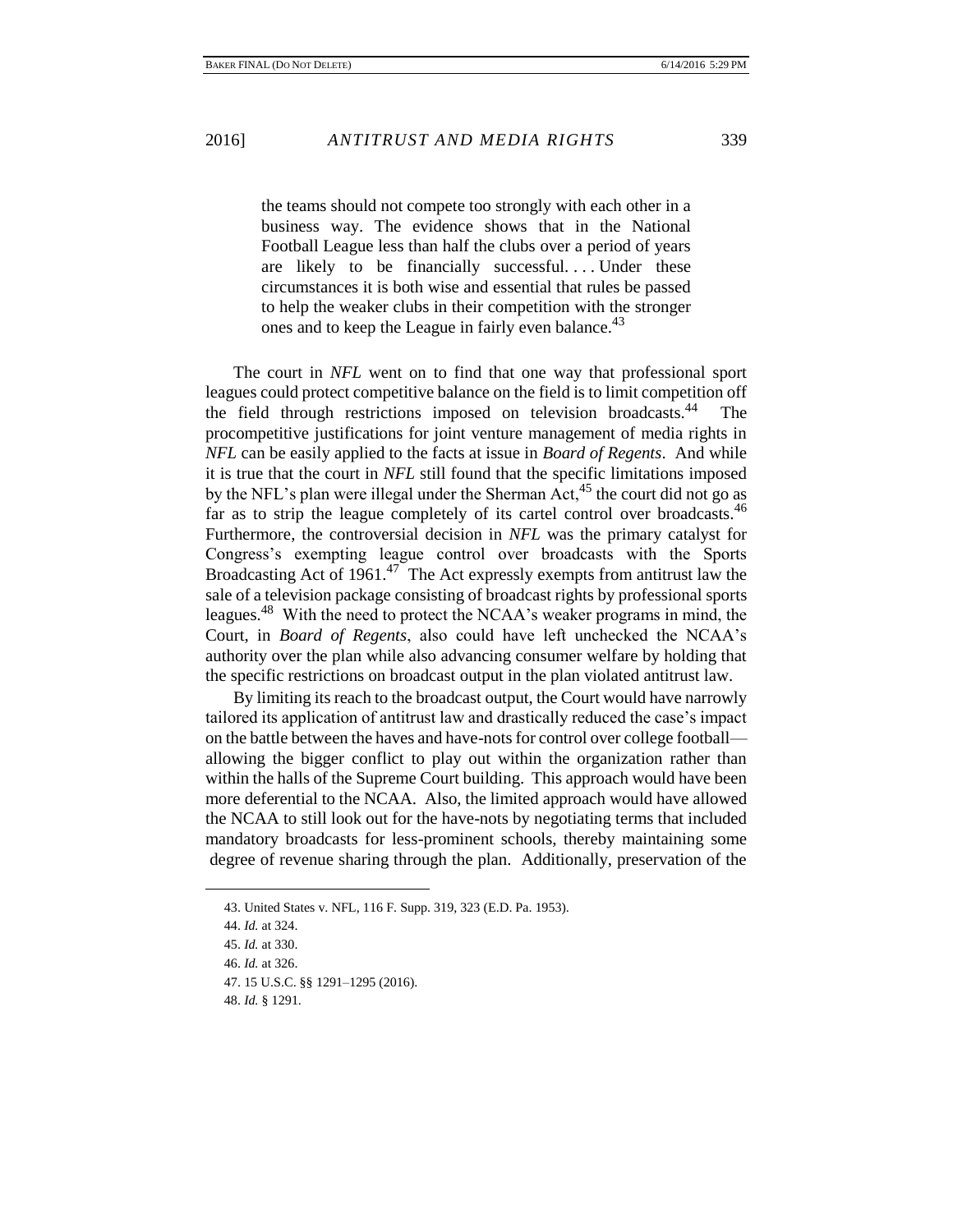> the teams should not compete too strongly with each other in a business way. The evidence shows that in the National Football League less than half the clubs over a period of years are likely to be financially successful. . . . Under these circumstances it is both wise and essential that rules be passed to help the weaker clubs in their competition with the stronger ones and to keep the League in fairly even balance.[43]

The court in *NFL* went on to find that one way that professional sport leagues could protect competitive balance on the field is to limit competition off the field through restrictions imposed on television broadcasts.[44] The procompetitive justifications for joint venture management of media rights in *NFL* can be easily applied to the facts at issue in *Board of Regents*. And while it is true that the court in *NFL* still found that the specific limitations imposed by the NFL's plan were illegal under the Sherman Act,[45] the court did not go as far as to strip the league completely of its cartel control over broadcasts.[46] Furthermore, the controversial decision in *NFL* was the primary catalyst for Congress's exempting league control over broadcasts with the Sports Broadcasting Act of 1961.[47] The Act expressly exempts from antitrust law the sale of a television package consisting of broadcast rights by professional sports leagues.[48] With the need to protect the NCAA's weaker programs in mind, the Court, in *Board of Regents*, also could have left unchecked the NCAA's authority over the plan while also advancing consumer welfare by holding that the specific restrictions on broadcast output in the plan violated antitrust law.

By limiting its reach to the broadcast output, the Court would have narrowly tailored its application of antitrust law and drastically reduced the case's impact on the battle between the haves and have-nots for control over college football—allowing the bigger conflict to play out within the organization rather than within the halls of the Supreme Court building. This approach would have been more deferential to the NCAA. Also, the limited approach would have allowed the NCAA to still look out for the have-nots by negotiating terms that included mandatory broadcasts for less-prominent schools, thereby maintaining some degree of revenue sharing through the plan. Additionally, preservation of the

43. United States v. NFL, 116 F. Supp. 319, 323 (E.D. Pa. 1953).

44. *Id.* at 324.

45. *Id.* at 330.

46. *Id.* at 326.

47. 15 U.S.C. §§ 1291–1295 (2016).

48. *Id.* § 1291.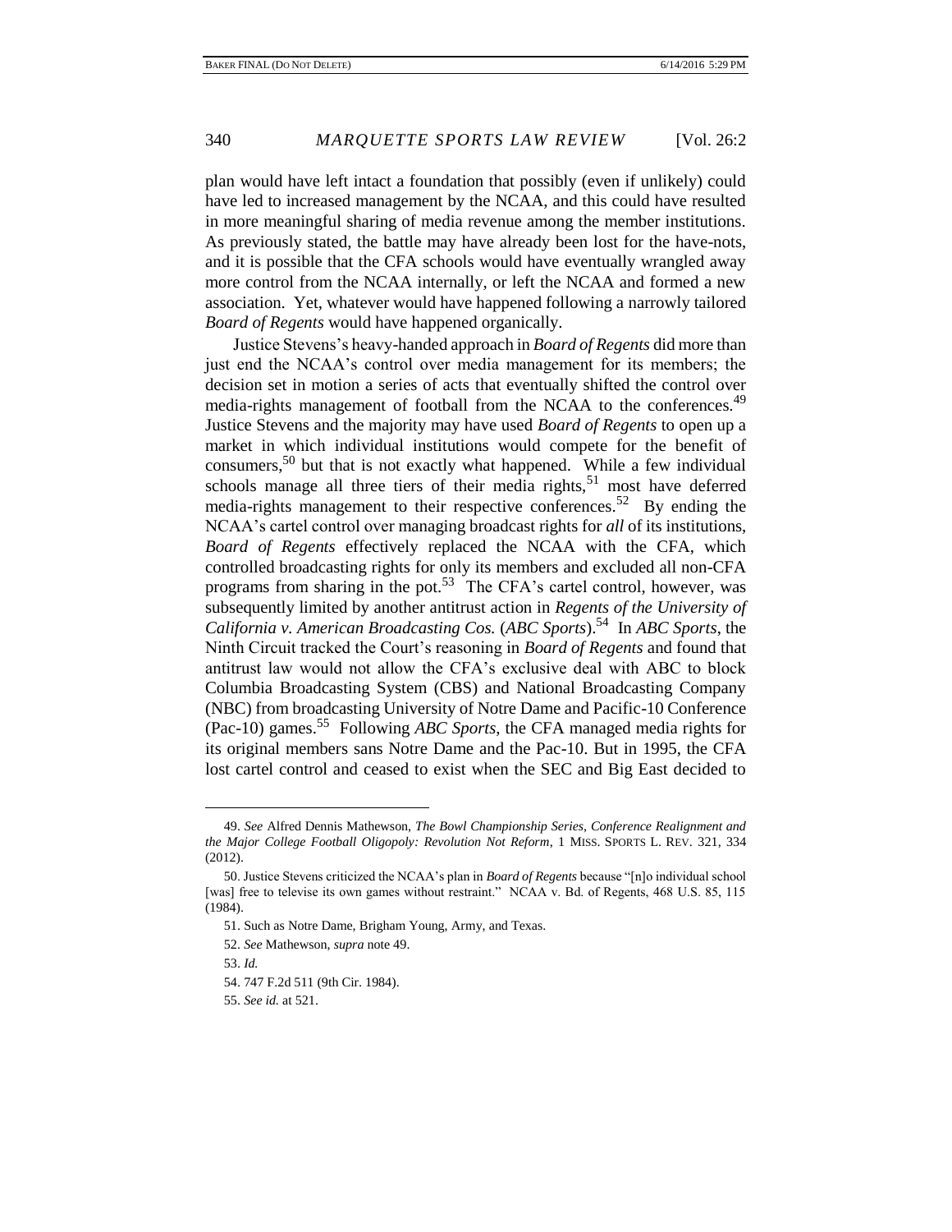plan would have left intact a foundation that possibly (even if unlikely) could have led to increased management by the NCAA, and this could have resulted in more meaningful sharing of media revenue among the member institutions. As previously stated, the battle may have already been lost for the have-nots, and it is possible that the CFA schools would have eventually wrangled away more control from the NCAA internally, or left the NCAA and formed a new association. Yet, whatever would have happened following a narrowly tailored *Board of Regents* would have happened organically.

Justice Stevens's heavy-handed approach in *Board of Regents* did more than just end the NCAA's control over media management for its members; the decision set in motion a series of acts that eventually shifted the control over media-rights management of football from the NCAA to the conferences.[49] Justice Stevens and the majority may have used *Board of Regents* to open up a market in which individual institutions would compete for the benefit of consumers,[50] but that is not exactly what happened. While a few individual schools manage all three tiers of their media rights,[51] most have deferred media-rights management to their respective conferences.[52] By ending the NCAA's cartel control over managing broadcast rights for *all* of its institutions, *Board of Regents* effectively replaced the NCAA with the CFA, which controlled broadcasting rights for only its members and excluded all non-CFA programs from sharing in the pot.[53] The CFA's cartel control, however, was subsequently limited by another antitrust action in *Regents of the University of California v. American Broadcasting Cos.* (*ABC Sports*).[54] In *ABC Sports*, the Ninth Circuit tracked the Court's reasoning in *Board of Regents* and found that antitrust law would not allow the CFA's exclusive deal with ABC to block Columbia Broadcasting System (CBS) and National Broadcasting Company (NBC) from broadcasting University of Notre Dame and Pacific-10 Conference (Pac-10) games.[55] Following *ABC Sports*, the CFA managed media rights for its original members sans Notre Dame and the Pac-10. But in 1995, the CFA lost cartel control and ceased to exist when the SEC and Big East decided to

---

49. *See* Alfred Dennis Mathewson, *The Bowl Championship Series, Conference Realignment and the Major College Football Oligopoly: Revolution Not Reform*, 1 MISS. SPORTS L. REV. 321, 334 (2012).

50. Justice Stevens criticized the NCAA's plan in *Board of Regents* because "[n]o individual school [was] free to televise its own games without restraint." NCAA v. Bd. of Regents, 468 U.S. 85, 115 (1984).

51. Such as Notre Dame, Brigham Young, Army, and Texas.

52. *See* Mathewson, *supra* note 49.

53. *Id.*

54. 747 F.2d 511 (9th Cir. 1984).

55. *See id.* at 521.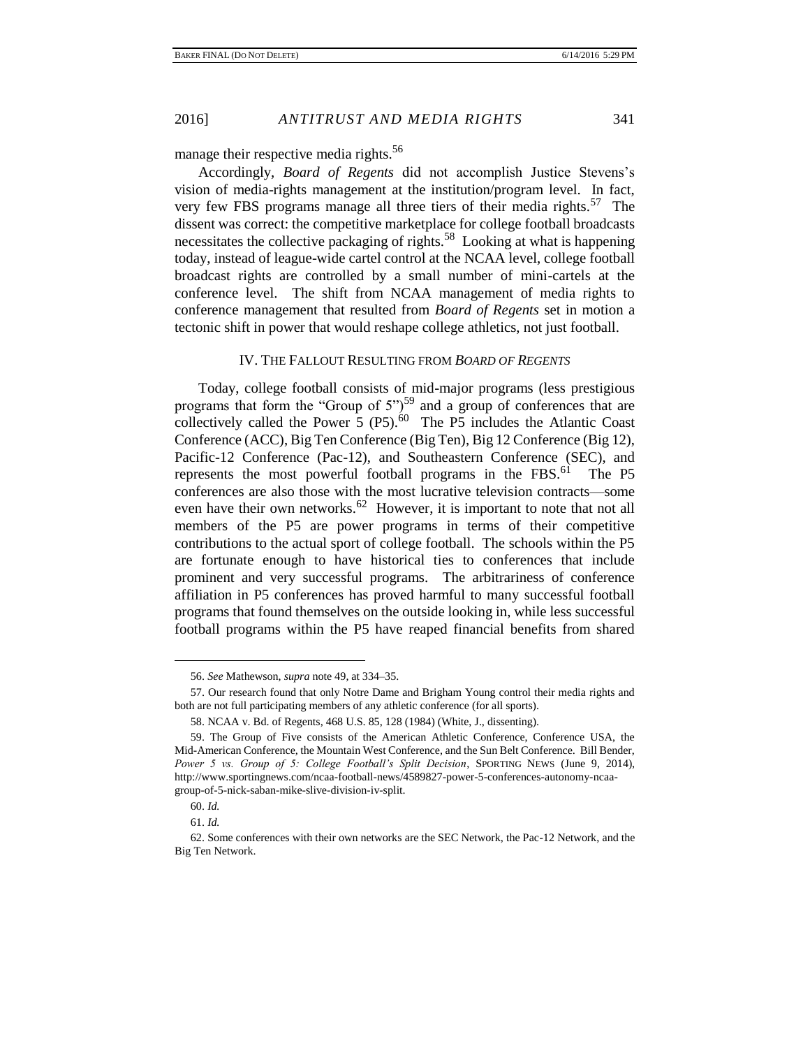manage their respective media rights.[56]

Accordingly, *Board of Regents* did not accomplish Justice Stevens's vision of media-rights management at the institution/program level. In fact, very few FBS programs manage all three tiers of their media rights.[57] The dissent was correct: the competitive marketplace for college football broadcasts necessitates the collective packaging of rights.[58] Looking at what is happening today, instead of league-wide cartel control at the NCAA level, college football broadcast rights are controlled by a small number of mini-cartels at the conference level. The shift from NCAA management of media rights to conference management that resulted from *Board of Regents* set in motion a tectonic shift in power that would reshape college athletics, not just football.

## IV. The Fallout Resulting from *Board of Regents*

Today, college football consists of mid-major programs (less prestigious programs that form the "Group of 5")[59] and a group of conferences that are collectively called the Power 5 (P5).[60] The P5 includes the Atlantic Coast Conference (ACC), Big Ten Conference (Big Ten), Big 12 Conference (Big 12), Pacific-12 Conference (Pac-12), and Southeastern Conference (SEC), and represents the most powerful football programs in the FBS.[61] The P5 conferences are also those with the most lucrative television contracts—some even have their own networks.[62] However, it is important to note that not all members of the P5 are power programs in terms of their competitive contributions to the actual sport of college football. The schools within the P5 are fortunate enough to have historical ties to conferences that include prominent and very successful programs. The arbitrariness of conference affiliation in P5 conferences has proved harmful to many successful football programs that found themselves on the outside looking in, while less successful football programs within the P5 have reaped financial benefits from shared

---

56. *See* Mathewson, *supra* note 49, at 334–35.

57. Our research found that only Notre Dame and Brigham Young control their media rights and both are not full participating members of any athletic conference (for all sports).

58. NCAA v. Bd. of Regents, 468 U.S. 85, 128 (1984) (White, J., dissenting).

59. The Group of Five consists of the American Athletic Conference, Conference USA, the Mid-American Conference, the Mountain West Conference, and the Sun Belt Conference. Bill Bender, *Power 5 vs. Group of 5: College Football's Split Decision*, SPORTING NEWS (June 9, 2014), http://www.sportingnews.com/ncaa-football-news/4589827-power-5-conferences-autonomy-ncaa-group-of-5-nick-saban-mike-slive-division-iv-split.

60. *Id.*

61. *Id.*

62. Some conferences with their own networks are the SEC Network, the Pac-12 Network, and the Big Ten Network.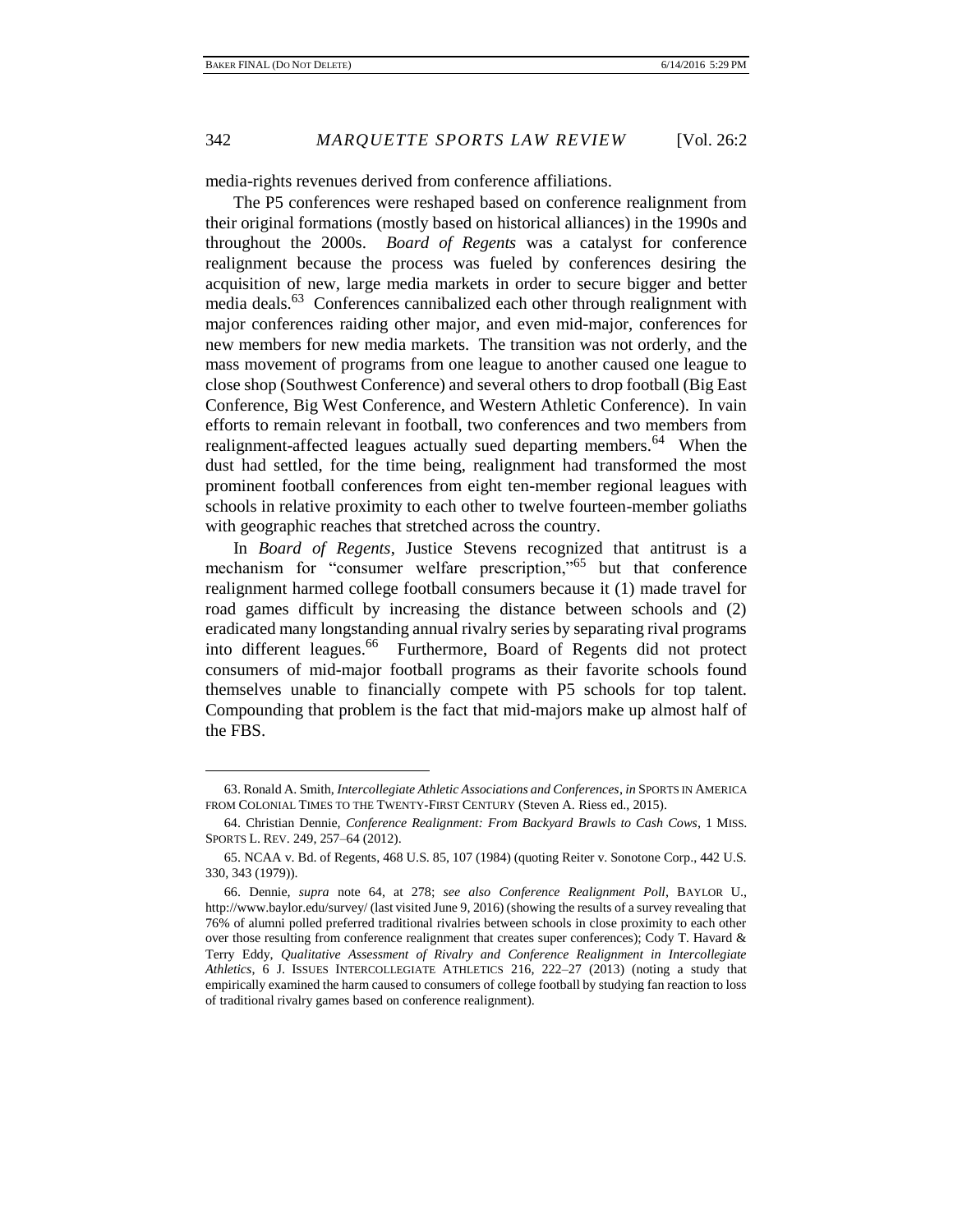media-rights revenues derived from conference affiliations.

The P5 conferences were reshaped based on conference realignment from their original formations (mostly based on historical alliances) in the 1990s and throughout the 2000s. *Board of Regents* was a catalyst for conference realignment because the process was fueled by conferences desiring the acquisition of new, large media markets in order to secure bigger and better media deals.[63] Conferences cannibalized each other through realignment with major conferences raiding other major, and even mid-major, conferences for new members for new media markets. The transition was not orderly, and the mass movement of programs from one league to another caused one league to close shop (Southwest Conference) and several others to drop football (Big East Conference, Big West Conference, and Western Athletic Conference). In vain efforts to remain relevant in football, two conferences and two members from realignment-affected leagues actually sued departing members.[64] When the dust had settled, for the time being, realignment had transformed the most prominent football conferences from eight ten-member regional leagues with schools in relative proximity to each other to twelve fourteen-member goliaths with geographic reaches that stretched across the country.

In *Board of Regents*, Justice Stevens recognized that antitrust is a mechanism for "consumer welfare prescription,"[65] but that conference realignment harmed college football consumers because it (1) made travel for road games difficult by increasing the distance between schools and (2) eradicated many longstanding annual rivalry series by separating rival programs into different leagues.[66] Furthermore, Board of Regents did not protect consumers of mid-major football programs as their favorite schools found themselves unable to financially compete with P5 schools for top talent. Compounding that problem is the fact that mid-majors make up almost half of the FBS.

---

63. Ronald A. Smith, *Intercollegiate Athletic Associations and Conferences*, *in* SPORTS IN AMERICA FROM COLONIAL TIMES TO THE TWENTY-FIRST CENTURY (Steven A. Riess ed., 2015).

64. Christian Dennie, *Conference Realignment: From Backyard Brawls to Cash Cows*, 1 MISS. SPORTS L. REV. 249, 257–64 (2012).

65. NCAA v. Bd. of Regents, 468 U.S. 85, 107 (1984) (quoting Reiter v. Sonotone Corp., 442 U.S. 330, 343 (1979)).

66. Dennie, *supra* note 64, at 278; *see also Conference Realignment Poll*, BAYLOR U., http://www.baylor.edu/survey/ (last visited June 9, 2016) (showing the results of a survey revealing that 76% of alumni polled preferred traditional rivalries between schools in close proximity to each other over those resulting from conference realignment that creates super conferences); Cody T. Havard & Terry Eddy, *Qualitative Assessment of Rivalry and Conference Realignment in Intercollegiate Athletics*, 6 J. ISSUES INTERCOLLEGIATE ATHLETICS 216, 222–27 (2013) (noting a study that empirically examined the harm caused to consumers of college football by studying fan reaction to loss of traditional rivalry games based on conference realignment).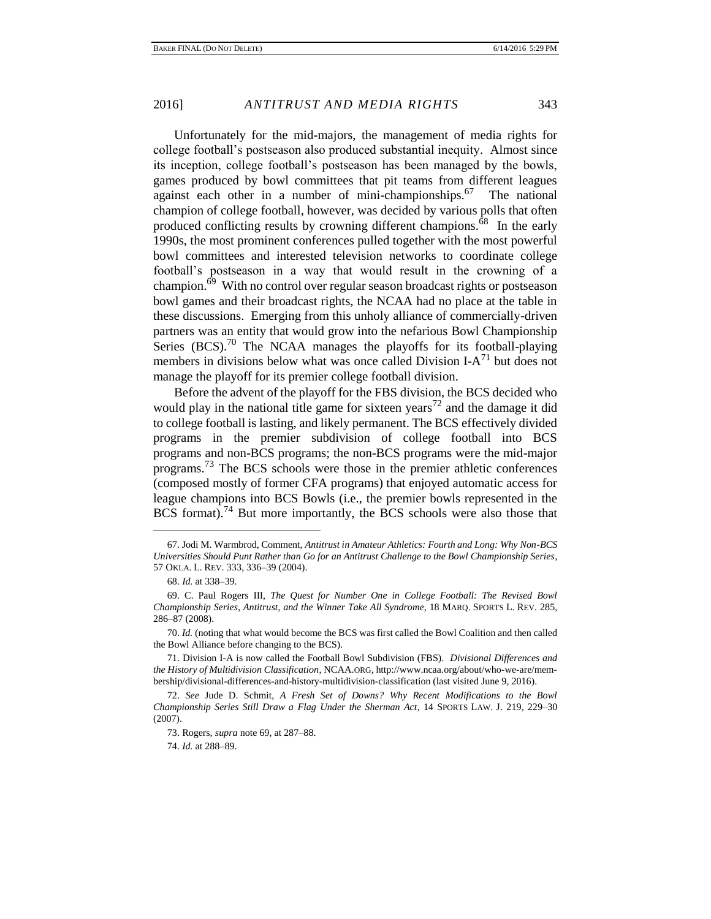Unfortunately for the mid-majors, the management of media rights for college football's postseason also produced substantial inequity. Almost since its inception, college football's postseason has been managed by the bowls, games produced by bowl committees that pit teams from different leagues against each other in a number of mini-championships.[67] The national champion of college football, however, was decided by various polls that often produced conflicting results by crowning different champions.[68] In the early 1990s, the most prominent conferences pulled together with the most powerful bowl committees and interested television networks to coordinate college football's postseason in a way that would result in the crowning of a champion.[69] With no control over regular season broadcast rights or postseason bowl games and their broadcast rights, the NCAA had no place at the table in these discussions. Emerging from this unholy alliance of commercially-driven partners was an entity that would grow into the nefarious Bowl Championship Series (BCS).[70] The NCAA manages the playoffs for its football-playing members in divisions below what was once called Division I-A[71] but does not manage the playoff for its premier college football division.

Before the advent of the playoff for the FBS division, the BCS decided who would play in the national title game for sixteen years[72] and the damage it did to college football is lasting, and likely permanent. The BCS effectively divided programs in the premier subdivision of college football into BCS programs and non-BCS programs; the non-BCS programs were the mid-major programs.[73] The BCS schools were those in the premier athletic conferences (composed mostly of former CFA programs) that enjoyed automatic access for league champions into BCS Bowls (i.e., the premier bowls represented in the BCS format).[74] But more importantly, the BCS schools were also those that

---

67. Jodi M. Warmbrod, Comment, *Antitrust in Amateur Athletics: Fourth and Long: Why Non-BCS Universities Should Punt Rather than Go for an Antitrust Challenge to the Bowl Championship Series*, 57 OKLA. L. REV. 333, 336–39 (2004).

68. *Id.* at 338–39.

69. C. Paul Rogers III, *The Quest for Number One in College Football: The Revised Bowl Championship Series, Antitrust, and the Winner Take All Syndrome*, 18 MARQ. SPORTS L. REV. 285, 286–87 (2008).

70. *Id.* (noting that what would become the BCS was first called the Bowl Coalition and then called the Bowl Alliance before changing to the BCS).

71. Division I-A is now called the Football Bowl Subdivision (FBS). *Divisional Differences and the History of Multidivision Classification*, NCAA.ORG, http://www.ncaa.org/about/who-we-are/membership/divisional-differences-and-history-multidivision-classification (last visited June 9, 2016).

72. *See* Jude D. Schmit, *A Fresh Set of Downs? Why Recent Modifications to the Bowl Championship Series Still Draw a Flag Under the Sherman Act*, 14 SPORTS LAW. J. 219, 229–30 (2007).

73. Rogers, *supra* note 69, at 287–88.

74. *Id.* at 288–89.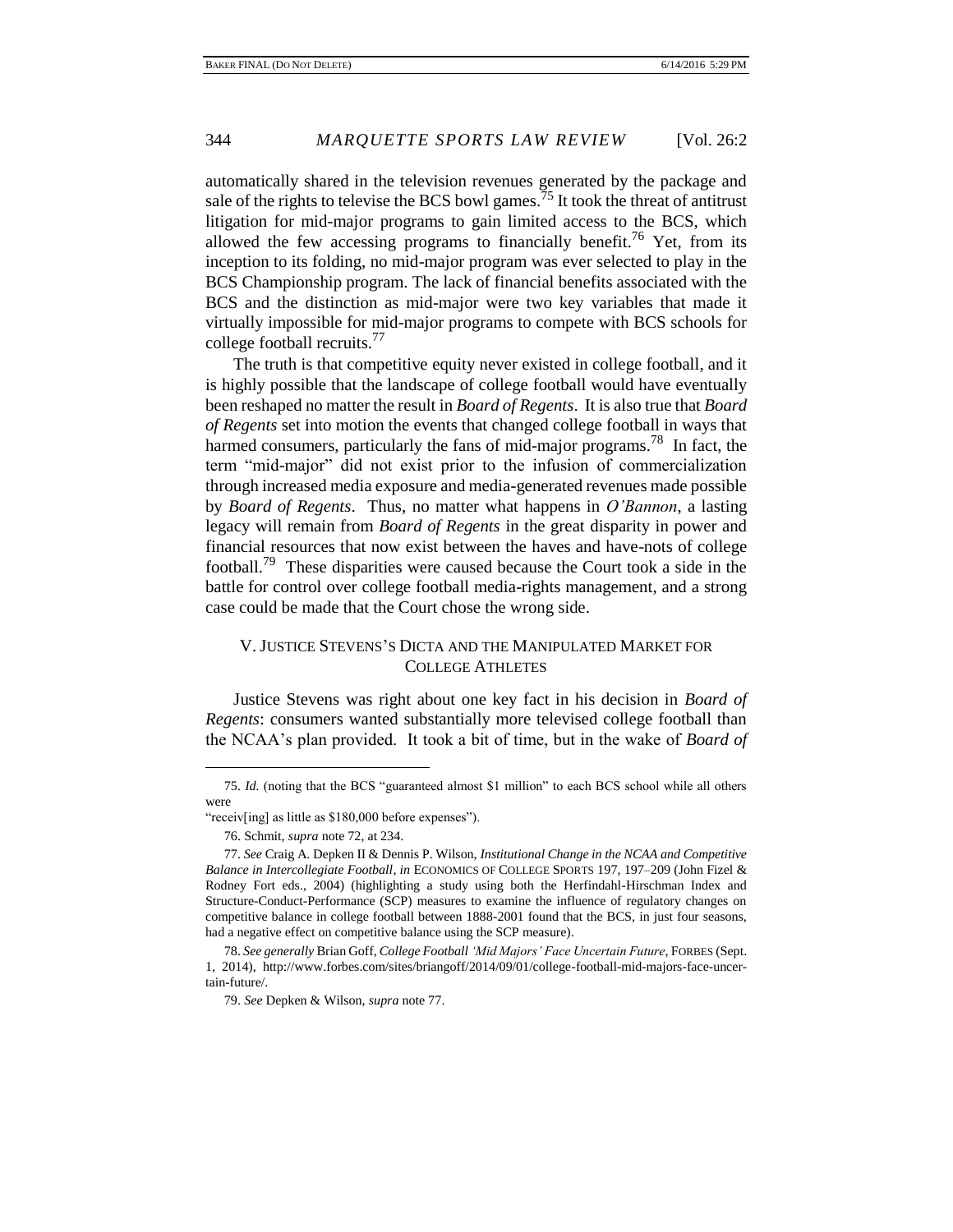automatically shared in the television revenues generated by the package and sale of the rights to televise the BCS bowl games.[75] It took the threat of antitrust litigation for mid-major programs to gain limited access to the BCS, which allowed the few accessing programs to financially benefit.[76] Yet, from its inception to its folding, no mid-major program was ever selected to play in the BCS Championship program. The lack of financial benefits associated with the BCS and the distinction as mid-major were two key variables that made it virtually impossible for mid-major programs to compete with BCS schools for college football recruits.[77]

The truth is that competitive equity never existed in college football, and it is highly possible that the landscape of college football would have eventually been reshaped no matter the result in *Board of Regents*. It is also true that *Board of Regents* set into motion the events that changed college football in ways that harmed consumers, particularly the fans of mid-major programs.[78] In fact, the term "mid-major" did not exist prior to the infusion of commercialization through increased media exposure and media-generated revenues made possible by *Board of Regents*. Thus, no matter what happens in *O'Bannon*, a lasting legacy will remain from *Board of Regents* in the great disparity in power and financial resources that now exist between the haves and have-nots of college football.[79] These disparities were caused because the Court took a side in the battle for control over college football media-rights management, and a strong case could be made that the Court chose the wrong side.

## V. Justice Stevens's Dicta and the Manipulated Market for College Athletes

Justice Stevens was right about one key fact in his decision in *Board of Regents*: consumers wanted substantially more televised college football than the NCAA's plan provided. It took a bit of time, but in the wake of *Board of*

---

75. *Id.* (noting that the BCS "guaranteed almost $1 million" to each BCS school while all others were "receiv[ing] as little as $180,000 before expenses").

76. Schmit, *supra* note 72, at 234.

77. *See* Craig A. Depken II & Dennis P. Wilson, *Institutional Change in the NCAA and Competitive Balance in Intercollegiate Football*, *in* ECONOMICS OF COLLEGE SPORTS 197, 197–209 (John Fizel & Rodney Fort eds., 2004) (highlighting a study using both the Herfindahl-Hirschman Index and Structure-Conduct-Performance (SCP) measures to examine the influence of regulatory changes on competitive balance in college football between 1888-2001 found that the BCS, in just four seasons, had a negative effect on competitive balance using the SCP measure).

78. *See generally* Brian Goff, *College Football 'Mid Majors' Face Uncertain Future*, FORBES (Sept. 1, 2014), http://www.forbes.com/sites/briangoff/2014/09/01/college-football-mid-majors-face-uncertain-future/.

79. *See* Depken & Wilson, *supra* note 77.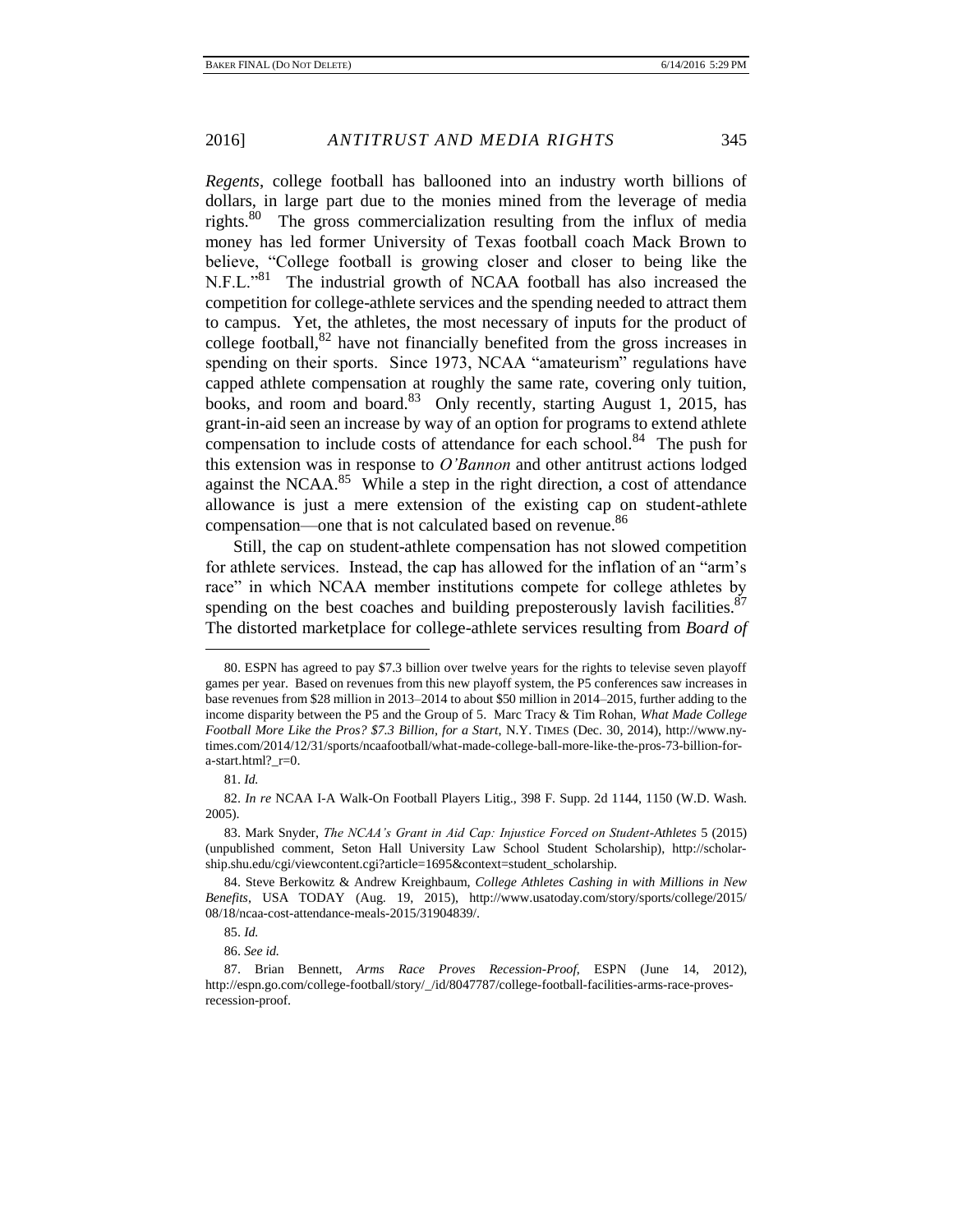*Regents*, college football has ballooned into an industry worth billions of dollars, in large part due to the monies mined from the leverage of media rights.[80] The gross commercialization resulting from the influx of media money has led former University of Texas football coach Mack Brown to believe, "College football is growing closer and closer to being like the N.F.L."[81] The industrial growth of NCAA football has also increased the competition for college-athlete services and the spending needed to attract them to campus. Yet, the athletes, the most necessary of inputs for the product of college football,[82] have not financially benefited from the gross increases in spending on their sports. Since 1973, NCAA "amateurism" regulations have capped athlete compensation at roughly the same rate, covering only tuition, books, and room and board.[83] Only recently, starting August 1, 2015, has grant-in-aid seen an increase by way of an option for programs to extend athlete compensation to include costs of attendance for each school.[84] The push for this extension was in response to *O'Bannon* and other antitrust actions lodged against the NCAA.[85] While a step in the right direction, a cost of attendance allowance is just a mere extension of the existing cap on student-athlete compensation—one that is not calculated based on revenue.[86]

Still, the cap on student-athlete compensation has not slowed competition for athlete services. Instead, the cap has allowed for the inflation of an "arm's race" in which NCAA member institutions compete for college athletes by spending on the best coaches and building preposterously lavish facilities.[87] The distorted marketplace for college-athlete services resulting from *Board of*

---

80. ESPN has agreed to pay $7.3 billion over twelve years for the rights to televise seven playoff games per year. Based on revenues from this new playoff system, the P5 conferences saw increases in base revenues from $28 million in 2013–2014 to about $50 million in 2014–2015, further adding to the income disparity between the P5 and the Group of 5. Marc Tracy & Tim Rohan, *What Made College Football More Like the Pros? $7.3 Billion, for a Start*, N.Y. TIMES (Dec. 30, 2014), http://www.nytimes.com/2014/12/31/sports/ncaafootball/what-made-college-ball-more-like-the-pros-73-billion-for-a-start.html?_r=0.

81. *Id.*

82. *In re* NCAA I-A Walk-On Football Players Litig., 398 F. Supp. 2d 1144, 1150 (W.D. Wash. 2005).

83. Mark Snyder, *The NCAA's Grant in Aid Cap: Injustice Forced on Student-Athletes* 5 (2015) (unpublished comment, Seton Hall University Law School Student Scholarship), http://scholarship.shu.edu/cgi/viewcontent.cgi?article=1695&context=student_scholarship.

84. Steve Berkowitz & Andrew Kreighbaum, *College Athletes Cashing in with Millions in New Benefits*, USA TODAY (Aug. 19, 2015), http://www.usatoday.com/story/sports/college/2015/08/18/ncaa-cost-attendance-meals-2015/31904839/.

85. *Id.*

86. *See id.*

87. Brian Bennett, *Arms Race Proves Recession-Proof*, ESPN (June 14, 2012), http://espn.go.com/college-football/story/_/id/8047787/college-football-facilities-arms-race-proves-recession-proof.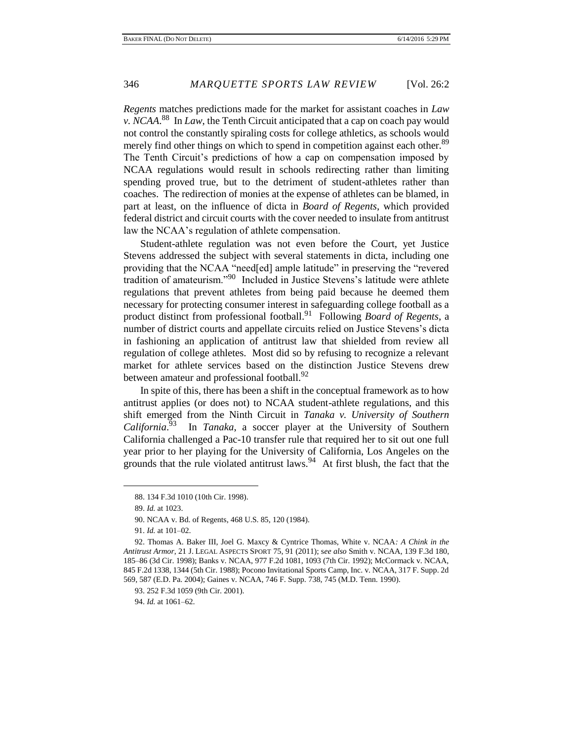*Regents* matches predictions made for the market for assistant coaches in *Law v. NCAA*.[88] In *Law*, the Tenth Circuit anticipated that a cap on coach pay would not control the constantly spiraling costs for college athletics, as schools would merely find other things on which to spend in competition against each other.[89] The Tenth Circuit's predictions of how a cap on compensation imposed by NCAA regulations would result in schools redirecting rather than limiting spending proved true, but to the detriment of student-athletes rather than coaches. The redirection of monies at the expense of athletes can be blamed, in part at least, on the influence of dicta in *Board of Regents*, which provided federal district and circuit courts with the cover needed to insulate from antitrust law the NCAA's regulation of athlete compensation.

Student-athlete regulation was not even before the Court, yet Justice Stevens addressed the subject with several statements in dicta, including one providing that the NCAA "need[ed] ample latitude" in preserving the "revered tradition of amateurism."[90] Included in Justice Stevens's latitude were athlete regulations that prevent athletes from being paid because he deemed them necessary for protecting consumer interest in safeguarding college football as a product distinct from professional football.[91] Following *Board of Regents*, a number of district courts and appellate circuits relied on Justice Stevens's dicta in fashioning an application of antitrust law that shielded from review all regulation of college athletes. Most did so by refusing to recognize a relevant market for athlete services based on the distinction Justice Stevens drew between amateur and professional football.[92]

In spite of this, there has been a shift in the conceptual framework as to how antitrust applies (or does not) to NCAA student-athlete regulations, and this shift emerged from the Ninth Circuit in *Tanaka v. University of Southern California*.[93] In *Tanaka*, a soccer player at the University of Southern California challenged a Pac-10 transfer rule that required her to sit out one full year prior to her playing for the University of California, Los Angeles on the grounds that the rule violated antitrust laws.[94] At first blush, the fact that the

---

88. 134 F.3d 1010 (10th Cir. 1998).

89. *Id.* at 1023.

90. NCAA v. Bd. of Regents, 468 U.S. 85, 120 (1984).

91. *Id.* at 101–02.

92. Thomas A. Baker III, Joel G. Maxcy & Cyntrice Thomas, White v. NCAA*: A Chink in the Antitrust Armor*, 21 J. LEGAL ASPECTS SPORT 75, 91 (2011); *see also* Smith v. NCAA, 139 F.3d 180, 185–86 (3d Cir. 1998); Banks v. NCAA, 977 F.2d 1081, 1093 (7th Cir. 1992); McCormack v. NCAA, 845 F.2d 1338, 1344 (5th Cir. 1988); Pocono Invitational Sports Camp, Inc. v. NCAA, 317 F. Supp. 2d 569, 587 (E.D. Pa. 2004); Gaines v. NCAA, 746 F. Supp. 738, 745 (M.D. Tenn. 1990).

93. 252 F.3d 1059 (9th Cir. 2001).

94. *Id.* at 1061–62.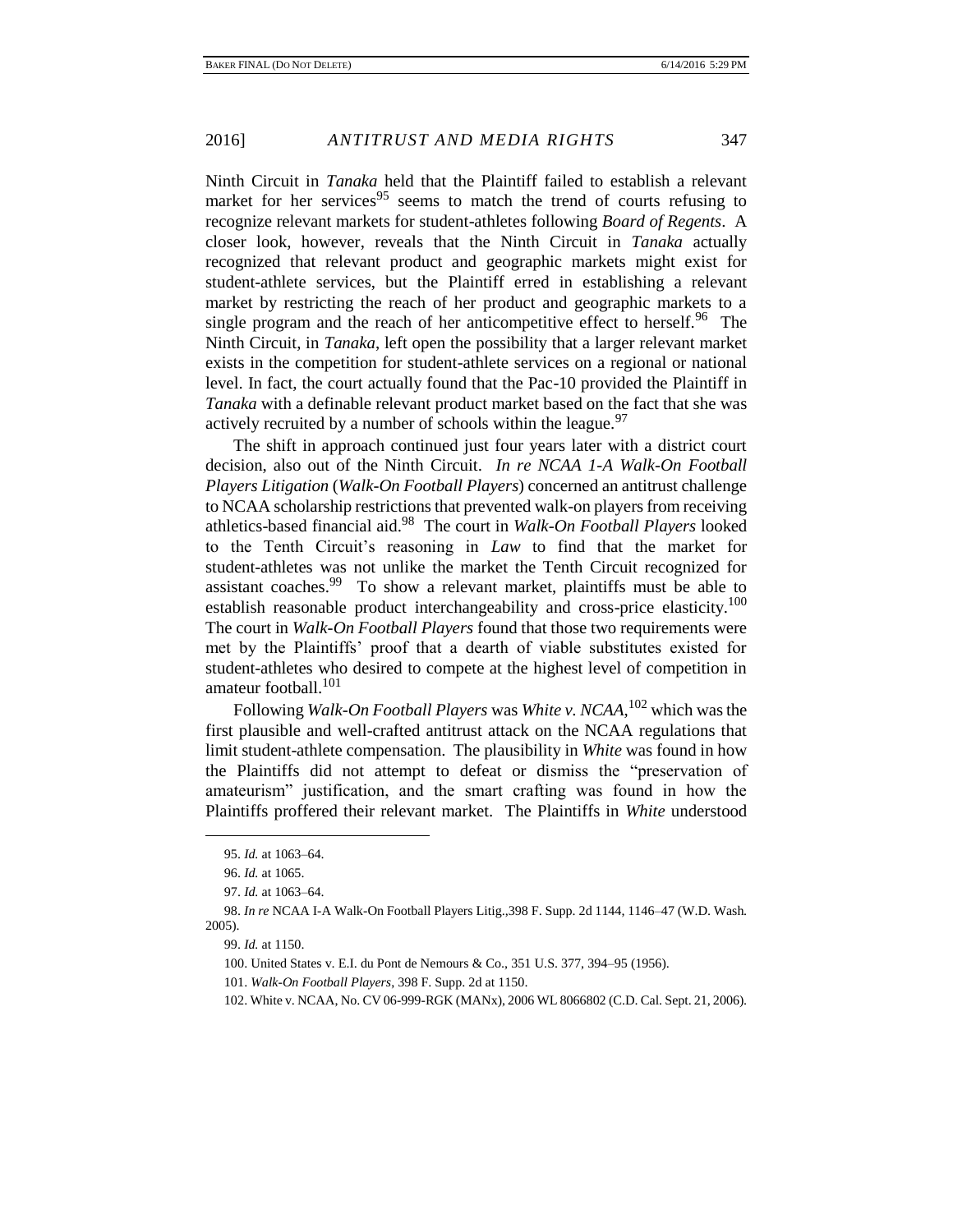Ninth Circuit in *Tanaka* held that the Plaintiff failed to establish a relevant market for her services[95] seems to match the trend of courts refusing to recognize relevant markets for student-athletes following *Board of Regents*. A closer look, however, reveals that the Ninth Circuit in *Tanaka* actually recognized that relevant product and geographic markets might exist for student-athlete services, but the Plaintiff erred in establishing a relevant market by restricting the reach of her product and geographic markets to a single program and the reach of her anticompetitive effect to herself.[96] The Ninth Circuit, in *Tanaka*, left open the possibility that a larger relevant market exists in the competition for student-athlete services on a regional or national level. In fact, the court actually found that the Pac-10 provided the Plaintiff in *Tanaka* with a definable relevant product market based on the fact that she was actively recruited by a number of schools within the league.[97]

The shift in approach continued just four years later with a district court decision, also out of the Ninth Circuit. *In re NCAA 1-A Walk-On Football Players Litigation* (*Walk-On Football Players*) concerned an antitrust challenge to NCAA scholarship restrictions that prevented walk-on players from receiving athletics-based financial aid.[98] The court in *Walk-On Football Players* looked to the Tenth Circuit's reasoning in *Law* to find that the market for student-athletes was not unlike the market the Tenth Circuit recognized for assistant coaches.[99] To show a relevant market, plaintiffs must be able to establish reasonable product interchangeability and cross-price elasticity.[100] The court in *Walk-On Football Players* found that those two requirements were met by the Plaintiffs' proof that a dearth of viable substitutes existed for student-athletes who desired to compete at the highest level of competition in amateur football.[101]

Following *Walk-On Football Players* was *White v. NCAA*,[102] which was the first plausible and well-crafted antitrust attack on the NCAA regulations that limit student-athlete compensation. The plausibility in *White* was found in how the Plaintiffs did not attempt to defeat or dismiss the "preservation of amateurism" justification, and the smart crafting was found in how the Plaintiffs proffered their relevant market. The Plaintiffs in *White* understood

---

95. *Id.* at 1063–64.

96. *Id.* at 1065.

97. *Id.* at 1063–64.

98. *In re* NCAA I-A Walk-On Football Players Litig.,398 F. Supp. 2d 1144, 1146–47 (W.D. Wash. 2005).

99. *Id.* at 1150.

100. United States v. E.I. du Pont de Nemours & Co., 351 U.S. 377, 394–95 (1956).

101. *Walk-On Football Players*, 398 F. Supp. 2d at 1150.

102. White v. NCAA, No. CV 06-999-RGK (MANx), 2006 WL 8066802 (C.D. Cal. Sept. 21, 2006).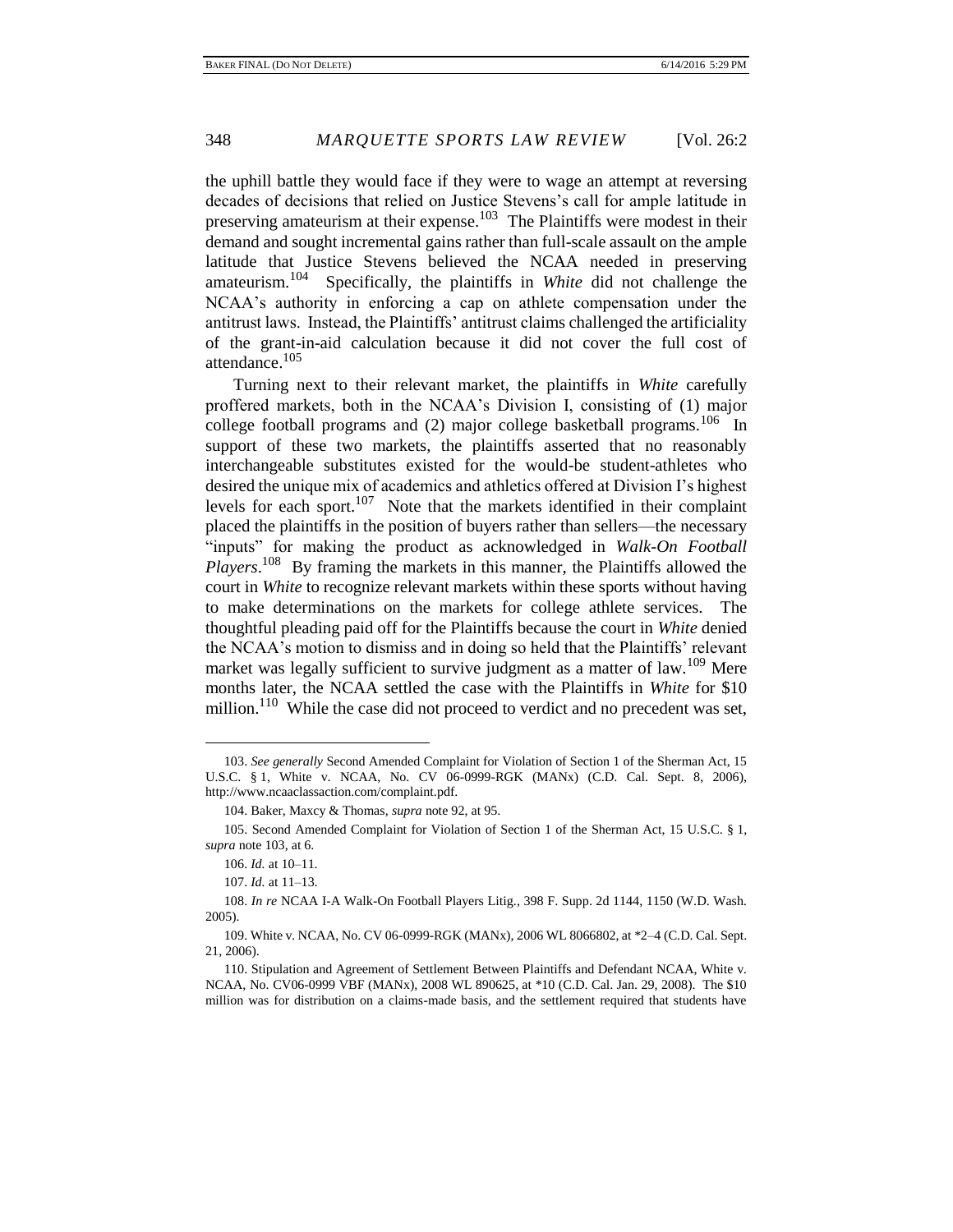the uphill battle they would face if they were to wage an attempt at reversing decades of decisions that relied on Justice Stevens's call for ample latitude in preserving amateurism at their expense.[103] The Plaintiffs were modest in their demand and sought incremental gains rather than full-scale assault on the ample latitude that Justice Stevens believed the NCAA needed in preserving amateurism.[104] Specifically, the plaintiffs in *White* did not challenge the NCAA's authority in enforcing a cap on athlete compensation under the antitrust laws. Instead, the Plaintiffs' antitrust claims challenged the artificiality of the grant-in-aid calculation because it did not cover the full cost of attendance.[105]

Turning next to their relevant market, the plaintiffs in *White* carefully proffered markets, both in the NCAA's Division I, consisting of (1) major college football programs and (2) major college basketball programs.[106] In support of these two markets, the plaintiffs asserted that no reasonably interchangeable substitutes existed for the would-be student-athletes who desired the unique mix of academics and athletics offered at Division I's highest levels for each sport.[107] Note that the markets identified in their complaint placed the plaintiffs in the position of buyers rather than sellers—the necessary "inputs" for making the product as acknowledged in *Walk-On Football Players*.[108] By framing the markets in this manner, the Plaintiffs allowed the court in *White* to recognize relevant markets within these sports without having to make determinations on the markets for college athlete services. The thoughtful pleading paid off for the Plaintiffs because the court in *White* denied the NCAA's motion to dismiss and in doing so held that the Plaintiffs' relevant market was legally sufficient to survive judgment as a matter of law.[109] Mere months later, the NCAA settled the case with the Plaintiffs in *White* for $10 million.[110] While the case did not proceed to verdict and no precedent was set,

---

103. *See generally* Second Amended Complaint for Violation of Section 1 of the Sherman Act, 15 U.S.C. § 1, White v. NCAA, No. CV 06-0999-RGK (MANx) (C.D. Cal. Sept. 8, 2006), http://www.ncaaclassaction.com/complaint.pdf.

104. Baker, Maxcy & Thomas, *supra* note 92, at 95.

105. Second Amended Complaint for Violation of Section 1 of the Sherman Act, 15 U.S.C. § 1, *supra* note 103, at 6.

106. *Id.* at 10–11.

107. *Id.* at 11–13.

108. *In re* NCAA I-A Walk-On Football Players Litig., 398 F. Supp. 2d 1144, 1150 (W.D. Wash. 2005).

109. White v. NCAA, No. CV 06-0999-RGK (MANx), 2006 WL 8066802, at *2–4 (C.D. Cal. Sept. 21, 2006).

110. Stipulation and Agreement of Settlement Between Plaintiffs and Defendant NCAA, White v. NCAA, No. CV06-0999 VBF (MANx), 2008 WL 890625, at *10 (C.D. Cal. Jan. 29, 2008). The $10 million was for distribution on a claims-made basis, and the settlement required that students have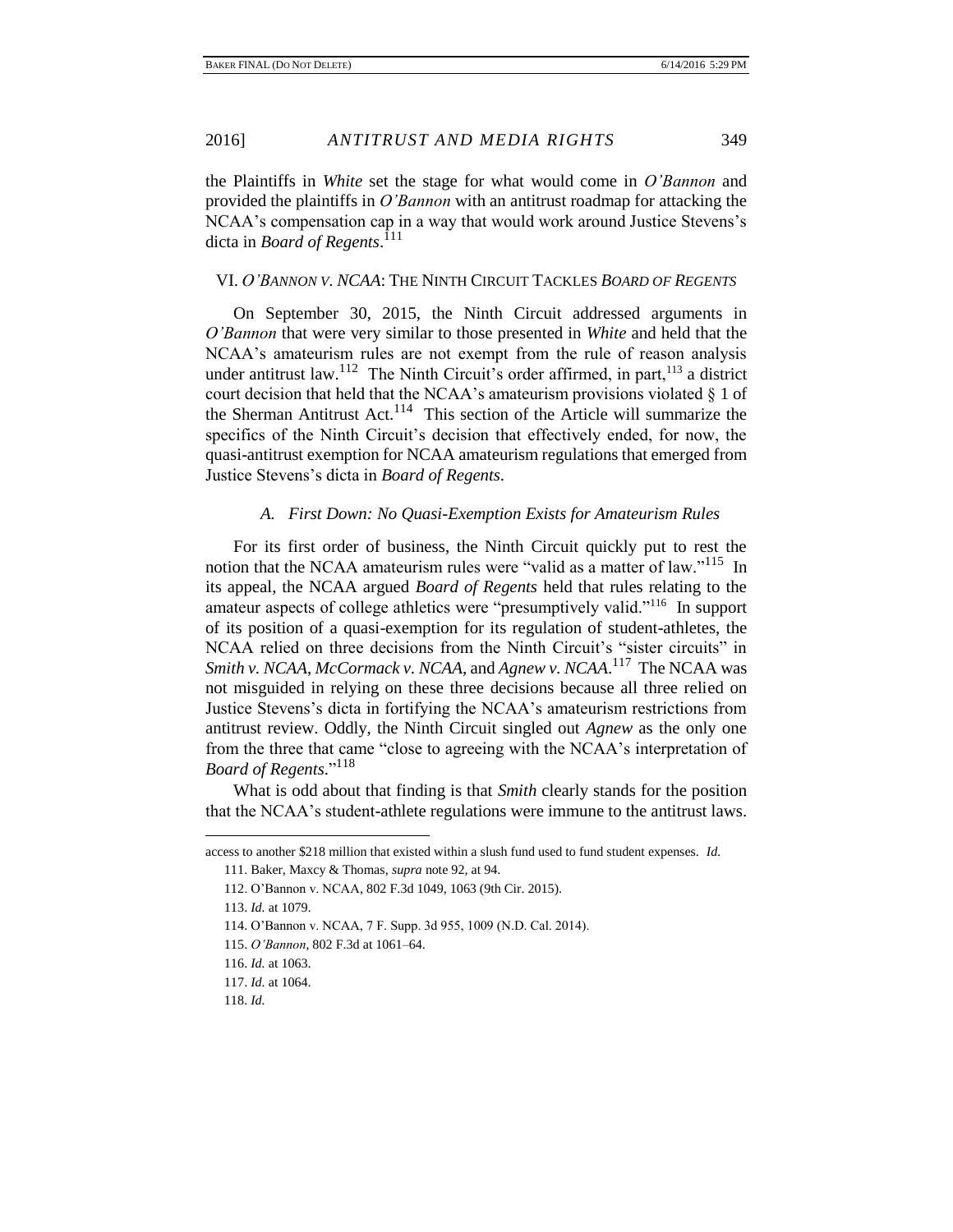the Plaintiffs in *White* set the stage for what would come in *O'Bannon* and provided the plaintiffs in *O'Bannon* with an antitrust roadmap for attacking the NCAA's compensation cap in a way that would work around Justice Stevens's dicta in *Board of Regents*.[111]

## VI. *O'BANNON v. NCAA*: THE NINTH CIRCUIT TACKLES *BOARD OF REGENTS*

On September 30, 2015, the Ninth Circuit addressed arguments in *O'Bannon* that were very similar to those presented in *White* and held that the NCAA's amateurism rules are not exempt from the rule of reason analysis under antitrust law.[112] The Ninth Circuit's order affirmed, in part,[113] a district court decision that held that the NCAA's amateurism provisions violated § 1 of the Sherman Antitrust Act.[114] This section of the Article will summarize the specifics of the Ninth Circuit's decision that effectively ended, for now, the quasi-antitrust exemption for NCAA amateurism regulations that emerged from Justice Stevens's dicta in *Board of Regents*.

### *A. First Down: No Quasi-Exemption Exists for Amateurism Rules*

For its first order of business, the Ninth Circuit quickly put to rest the notion that the NCAA amateurism rules were "valid as a matter of law."[115] In its appeal, the NCAA argued *Board of Regents* held that rules relating to the amateur aspects of college athletics were "presumptively valid."[116] In support of its position of a quasi-exemption for its regulation of student-athletes, the NCAA relied on three decisions from the Ninth Circuit's "sister circuits" in *Smith v. NCAA*, *McCormack v. NCAA*, and *Agnew v. NCAA*.[117] The NCAA was not misguided in relying on these three decisions because all three relied on Justice Stevens's dicta in fortifying the NCAA's amateurism restrictions from antitrust review. Oddly, the Ninth Circuit singled out *Agnew* as the only one from the three that came "close to agreeing with the NCAA's interpretation of *Board of Regents*."[118]

What is odd about that finding is that *Smith* clearly stands for the position that the NCAA's student-athlete regulations were immune to the antitrust laws.

---

access to another $218 million that existed within a slush fund used to fund student expenses. *Id.*

111. Baker, Maxcy & Thomas, *supra* note 92, at 94.

112. O'Bannon v. NCAA, 802 F.3d 1049, 1063 (9th Cir. 2015).

113. *Id.* at 1079.

114. O'Bannon v. NCAA, 7 F. Supp. 3d 955, 1009 (N.D. Cal. 2014).

115. *O'Bannon*, 802 F.3d at 1061–64.

116. *Id.* at 1063.

117. *Id.* at 1064.

118. *Id.*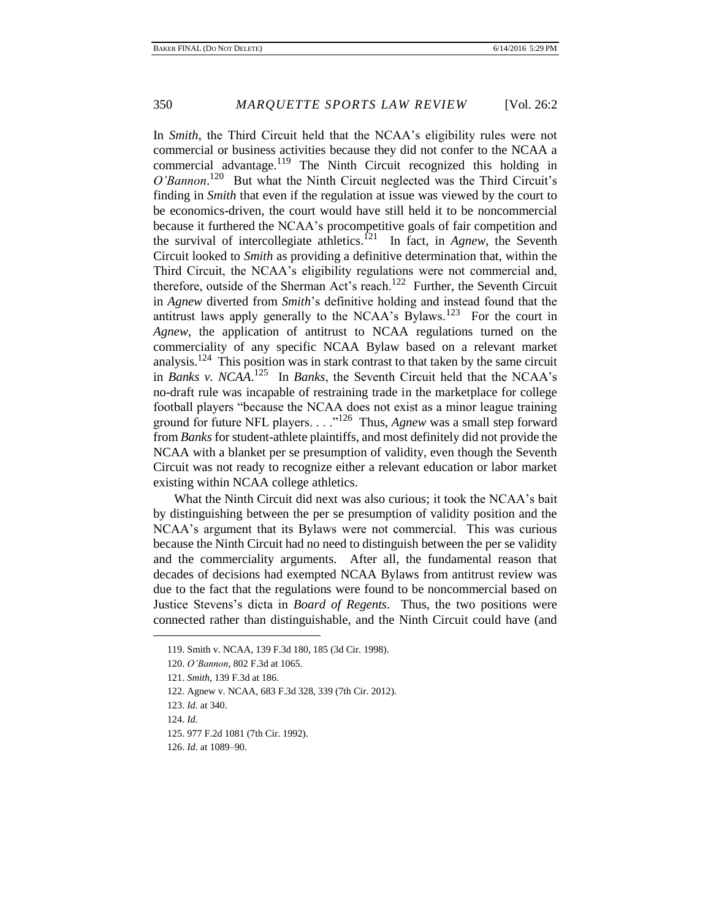In *Smith*, the Third Circuit held that the NCAA's eligibility rules were not commercial or business activities because they did not confer to the NCAA a commercial advantage.[119] The Ninth Circuit recognized this holding in *O'Bannon*.[120] But what the Ninth Circuit neglected was the Third Circuit's finding in *Smith* that even if the regulation at issue was viewed by the court to be economics-driven, the court would have still held it to be noncommercial because it furthered the NCAA's procompetitive goals of fair competition and the survival of intercollegiate athletics.[121] In fact, in *Agnew*, the Seventh Circuit looked to *Smith* as providing a definitive determination that, within the Third Circuit, the NCAA's eligibility regulations were not commercial and, therefore, outside of the Sherman Act's reach.[122] Further, the Seventh Circuit in *Agnew* diverted from *Smith*'s definitive holding and instead found that the antitrust laws apply generally to the NCAA's Bylaws.[123] For the court in *Agnew*, the application of antitrust to NCAA regulations turned on the commerciality of any specific NCAA Bylaw based on a relevant market analysis.[124] This position was in stark contrast to that taken by the same circuit in *Banks v. NCAA*.[125] In *Banks*, the Seventh Circuit held that the NCAA's no-draft rule was incapable of restraining trade in the marketplace for college football players "because the NCAA does not exist as a minor league training ground for future NFL players. . . ."[126] Thus, *Agnew* was a small step forward from *Banks* for student-athlete plaintiffs, and most definitely did not provide the NCAA with a blanket per se presumption of validity, even though the Seventh Circuit was not ready to recognize either a relevant education or labor market existing within NCAA college athletics.

What the Ninth Circuit did next was also curious; it took the NCAA's bait by distinguishing between the per se presumption of validity position and the NCAA's argument that its Bylaws were not commercial. This was curious because the Ninth Circuit had no need to distinguish between the per se validity and the commerciality arguments. After all, the fundamental reason that decades of decisions had exempted NCAA Bylaws from antitrust review was due to the fact that the regulations were found to be noncommercial based on Justice Stevens's dicta in *Board of Regents*. Thus, the two positions were connected rather than distinguishable, and the Ninth Circuit could have (and

119. Smith v. NCAA, 139 F.3d 180, 185 (3d Cir. 1998).

120. *O'Bannon*, 802 F.3d at 1065.

121. *Smith*, 139 F.3d at 186.

122. Agnew v. NCAA, 683 F.3d 328, 339 (7th Cir. 2012).

123. *Id.* at 340.

124. *Id.*

125. 977 F.2d 1081 (7th Cir. 1992).

126. *Id.* at 1089–90.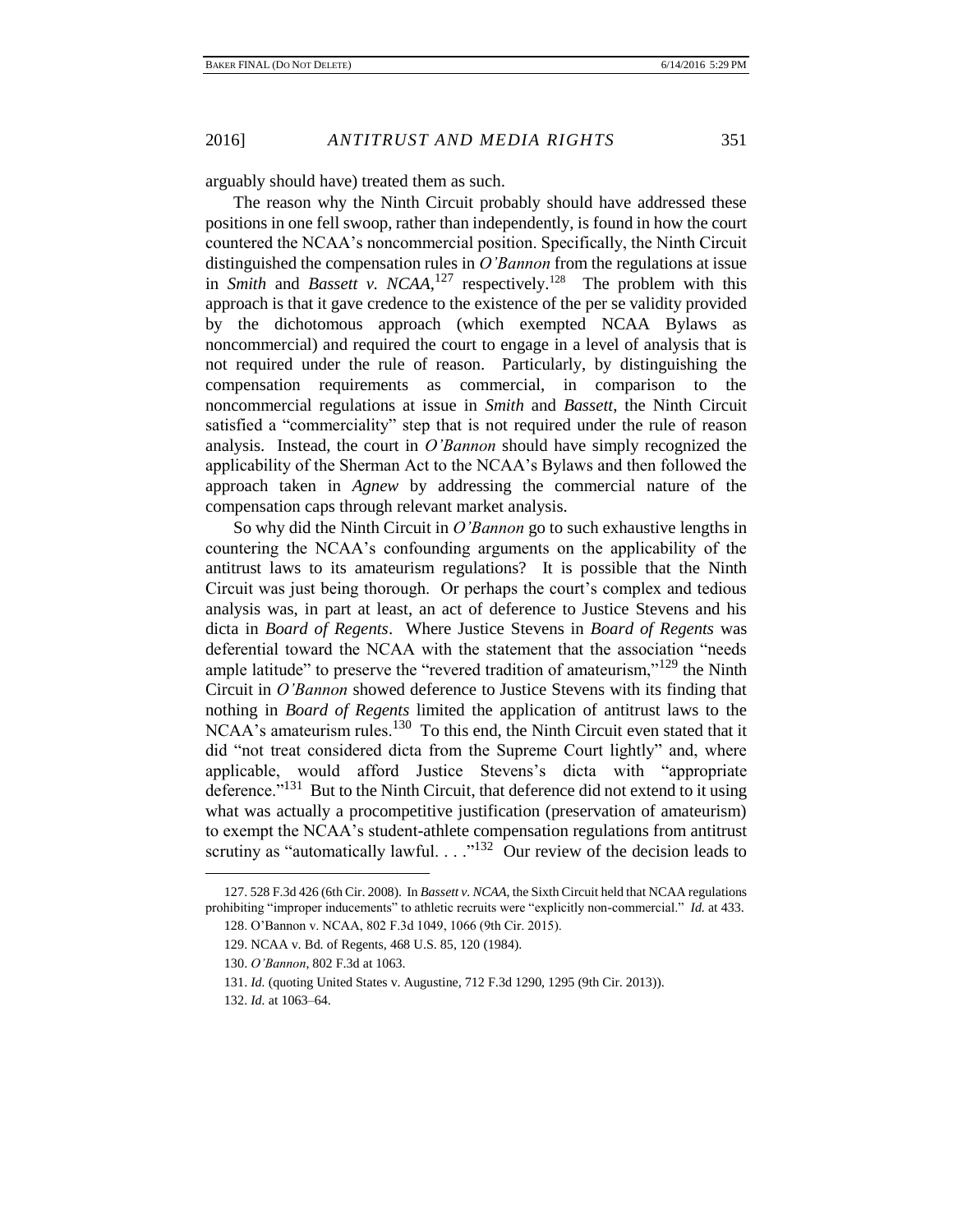arguably should have) treated them as such.

The reason why the Ninth Circuit probably should have addressed these positions in one fell swoop, rather than independently, is found in how the court countered the NCAA's noncommercial position. Specifically, the Ninth Circuit distinguished the compensation rules in *O'Bannon* from the regulations at issue in *Smith* and *Bassett v. NCAA*,[127] respectively.[128] The problem with this approach is that it gave credence to the existence of the per se validity provided by the dichotomous approach (which exempted NCAA Bylaws as noncommercial) and required the court to engage in a level of analysis that is not required under the rule of reason. Particularly, by distinguishing the compensation requirements as commercial, in comparison to the noncommercial regulations at issue in *Smith* and *Bassett*, the Ninth Circuit satisfied a "commerciality" step that is not required under the rule of reason analysis. Instead, the court in *O'Bannon* should have simply recognized the applicability of the Sherman Act to the NCAA's Bylaws and then followed the approach taken in *Agnew* by addressing the commercial nature of the compensation caps through relevant market analysis.

So why did the Ninth Circuit in *O'Bannon* go to such exhaustive lengths in countering the NCAA's confounding arguments on the applicability of the antitrust laws to its amateurism regulations? It is possible that the Ninth Circuit was just being thorough. Or perhaps the court's complex and tedious analysis was, in part at least, an act of deference to Justice Stevens and his dicta in *Board of Regents*. Where Justice Stevens in *Board of Regents* was deferential toward the NCAA with the statement that the association "needs ample latitude" to preserve the "revered tradition of amateurism,"[129] the Ninth Circuit in *O'Bannon* showed deference to Justice Stevens with its finding that nothing in *Board of Regents* limited the application of antitrust laws to the NCAA's amateurism rules.[130] To this end, the Ninth Circuit even stated that it did "not treat considered dicta from the Supreme Court lightly" and, where applicable, would afford Justice Stevens's dicta with "appropriate deference."[131] But to the Ninth Circuit, that deference did not extend to it using what was actually a procompetitive justification (preservation of amateurism) to exempt the NCAA's student-athlete compensation regulations from antitrust scrutiny as "automatically lawful. . . ."[132] Our review of the decision leads to

---

127. 528 F.3d 426 (6th Cir. 2008). In *Bassett v. NCAA*, the Sixth Circuit held that NCAA regulations prohibiting "improper inducements" to athletic recruits were "explicitly non-commercial." *Id.* at 433.

128. O'Bannon v. NCAA, 802 F.3d 1049, 1066 (9th Cir. 2015).

129. NCAA v. Bd. of Regents, 468 U.S. 85, 120 (1984).

130. *O'Bannon*, 802 F.3d at 1063.

131. *Id.* (quoting United States v. Augustine, 712 F.3d 1290, 1295 (9th Cir. 2013)).

132. *Id.* at 1063–64.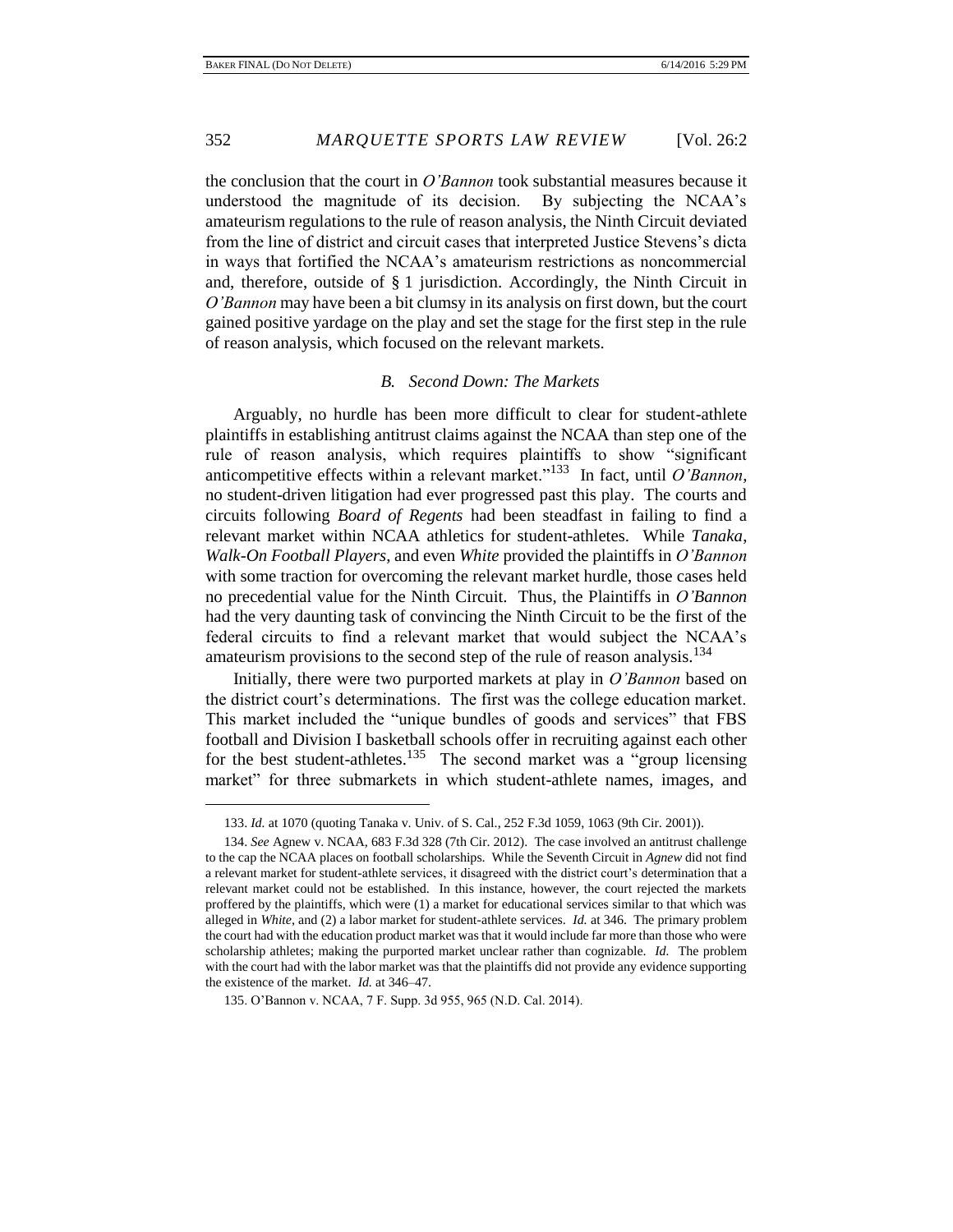the conclusion that the court in *O'Bannon* took substantial measures because it understood the magnitude of its decision. By subjecting the NCAA's amateurism regulations to the rule of reason analysis, the Ninth Circuit deviated from the line of district and circuit cases that interpreted Justice Stevens's dicta in ways that fortified the NCAA's amateurism restrictions as noncommercial and, therefore, outside of § 1 jurisdiction. Accordingly, the Ninth Circuit in *O'Bannon* may have been a bit clumsy in its analysis on first down, but the court gained positive yardage on the play and set the stage for the first step in the rule of reason analysis, which focused on the relevant markets.

### *B. Second Down: The Markets*

Arguably, no hurdle has been more difficult to clear for student-athlete plaintiffs in establishing antitrust claims against the NCAA than step one of the rule of reason analysis, which requires plaintiffs to show "significant anticompetitive effects within a relevant market."[133] In fact, until *O'Bannon*, no student-driven litigation had ever progressed past this play. The courts and circuits following *Board of Regents* had been steadfast in failing to find a relevant market within NCAA athletics for student-athletes. While *Tanaka*, *Walk-On Football Players*, and even *White* provided the plaintiffs in *O'Bannon* with some traction for overcoming the relevant market hurdle, those cases held no precedential value for the Ninth Circuit. Thus, the Plaintiffs in *O'Bannon* had the very daunting task of convincing the Ninth Circuit to be the first of the federal circuits to find a relevant market that would subject the NCAA's amateurism provisions to the second step of the rule of reason analysis.[134]

Initially, there were two purported markets at play in *O'Bannon* based on the district court's determinations. The first was the college education market. This market included the "unique bundles of goods and services" that FBS football and Division I basketball schools offer in recruiting against each other for the best student-athletes.[135] The second market was a "group licensing market" for three submarkets in which student-athlete names, images, and

---

133. *Id.* at 1070 (quoting Tanaka v. Univ. of S. Cal., 252 F.3d 1059, 1063 (9th Cir. 2001)).

134. *See* Agnew v. NCAA, 683 F.3d 328 (7th Cir. 2012). The case involved an antitrust challenge to the cap the NCAA places on football scholarships. While the Seventh Circuit in *Agnew* did not find a relevant market for student-athlete services, it disagreed with the district court's determination that a relevant market could not be established. In this instance, however, the court rejected the markets proffered by the plaintiffs, which were (1) a market for educational services similar to that which was alleged in *White*, and (2) a labor market for student-athlete services. *Id.* at 346. The primary problem the court had with the education product market was that it would include far more than those who were scholarship athletes; making the purported market unclear rather than cognizable. *Id.* The problem with the court had with the labor market was that the plaintiffs did not provide any evidence supporting the existence of the market. *Id.* at 346–47.

135. O'Bannon v. NCAA, 7 F. Supp. 3d 955, 965 (N.D. Cal. 2014).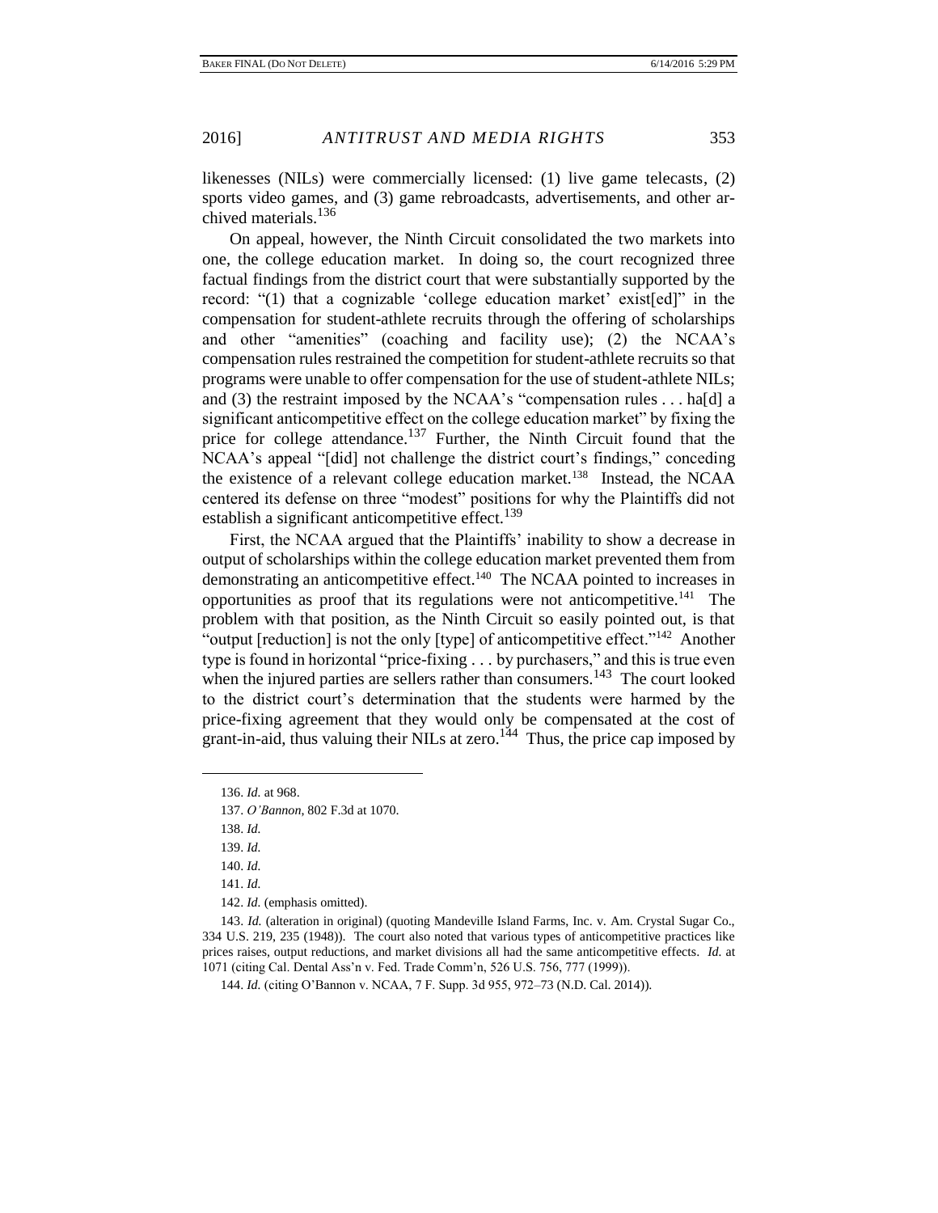likenesses (NILs) were commercially licensed: (1) live game telecasts, (2) sports video games, and (3) game rebroadcasts, advertisements, and other archived materials.[136]

On appeal, however, the Ninth Circuit consolidated the two markets into one, the college education market. In doing so, the court recognized three factual findings from the district court that were substantially supported by the record: "(1) that a cognizable 'college education market' exist[ed]" in the compensation for student-athlete recruits through the offering of scholarships and other "amenities" (coaching and facility use); (2) the NCAA's compensation rules restrained the competition for student-athlete recruits so that programs were unable to offer compensation for the use of student-athlete NILs; and (3) the restraint imposed by the NCAA's "compensation rules . . . ha[d] a significant anticompetitive effect on the college education market" by fixing the price for college attendance.[137] Further, the Ninth Circuit found that the NCAA's appeal "[did] not challenge the district court's findings," conceding the existence of a relevant college education market.[138] Instead, the NCAA centered its defense on three "modest" positions for why the Plaintiffs did not establish a significant anticompetitive effect.[139]

First, the NCAA argued that the Plaintiffs' inability to show a decrease in output of scholarships within the college education market prevented them from demonstrating an anticompetitive effect.[140] The NCAA pointed to increases in opportunities as proof that its regulations were not anticompetitive.[141] The problem with that position, as the Ninth Circuit so easily pointed out, is that "output [reduction] is not the only [type] of anticompetitive effect."[142] Another type is found in horizontal "price-fixing . . . by purchasers," and this is true even when the injured parties are sellers rather than consumers.[143] The court looked to the district court's determination that the students were harmed by the price-fixing agreement that they would only be compensated at the cost of grant-in-aid, thus valuing their NILs at zero.[144] Thus, the price cap imposed by

---

136. *Id.* at 968.

137. *O'Bannon*, 802 F.3d at 1070.

138. *Id.*

139. *Id.*

140. *Id.*

141. *Id.*

142. *Id.* (emphasis omitted).

143. *Id.* (alteration in original) (quoting Mandeville Island Farms, Inc. v. Am. Crystal Sugar Co., 334 U.S. 219, 235 (1948)). The court also noted that various types of anticompetitive practices like prices raises, output reductions, and market divisions all had the same anticompetitive effects. *Id.* at 1071 (citing Cal. Dental Ass'n v. Fed. Trade Comm'n, 526 U.S. 756, 777 (1999)).

144. *Id.* (citing O'Bannon v. NCAA, 7 F. Supp. 3d 955, 972–73 (N.D. Cal. 2014)).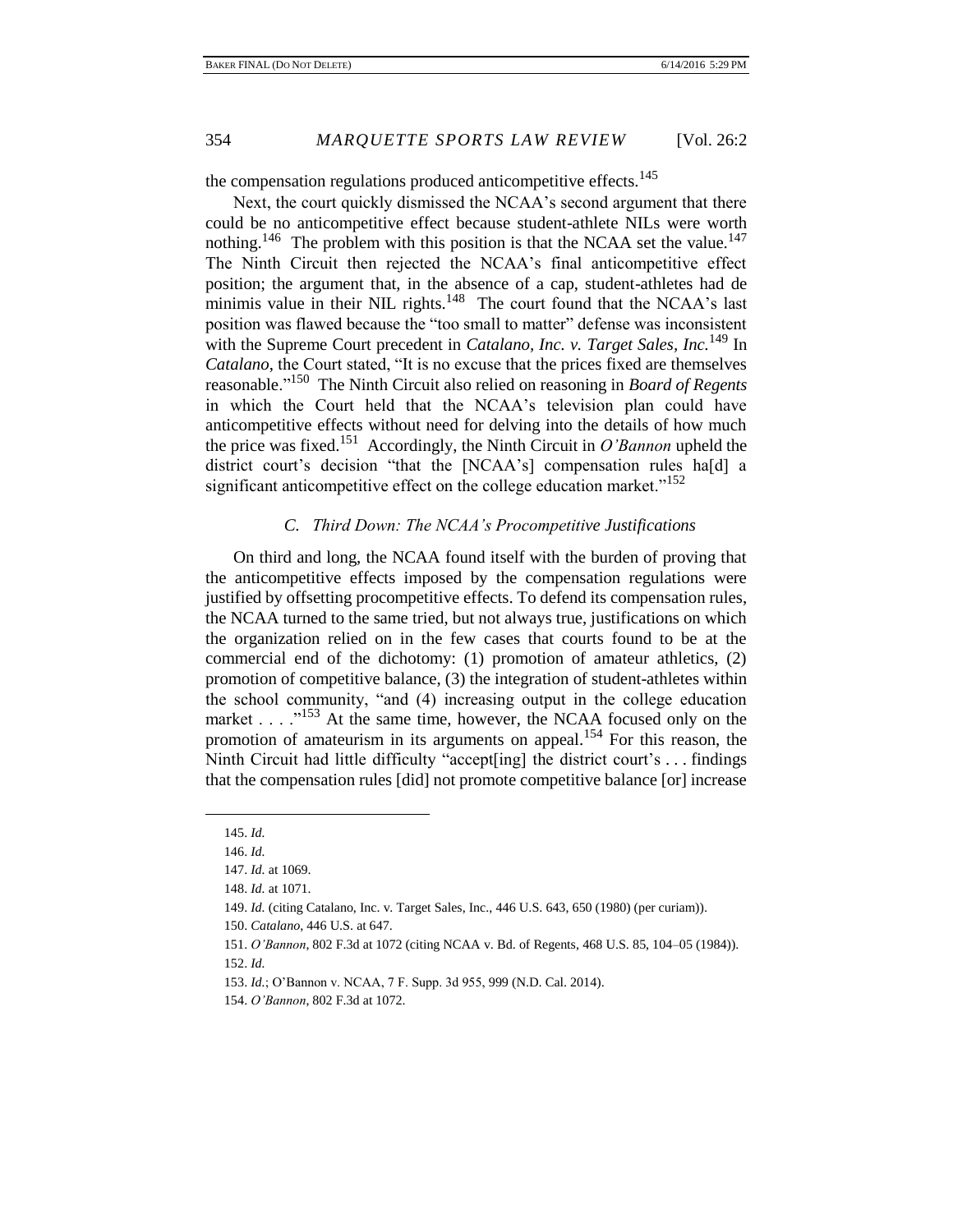the compensation regulations produced anticompetitive effects.[145]

Next, the court quickly dismissed the NCAA's second argument that there could be no anticompetitive effect because student-athlete NILs were worth nothing.[146] The problem with this position is that the NCAA set the value.[147] The Ninth Circuit then rejected the NCAA's final anticompetitive effect position; the argument that, in the absence of a cap, student-athletes had de minimis value in their NIL rights.[148] The court found that the NCAA's last position was flawed because the "too small to matter" defense was inconsistent with the Supreme Court precedent in *Catalano, Inc. v. Target Sales, Inc.*[149] In *Catalano*, the Court stated, "It is no excuse that the prices fixed are themselves reasonable."[150] The Ninth Circuit also relied on reasoning in *Board of Regents* in which the Court held that the NCAA's television plan could have anticompetitive effects without need for delving into the details of how much the price was fixed.[151] Accordingly, the Ninth Circuit in *O'Bannon* upheld the district court's decision "that the [NCAA's] compensation rules ha[d] a significant anticompetitive effect on the college education market."[152]

### *C. Third Down: The NCAA's Procompetitive Justifications*

On third and long, the NCAA found itself with the burden of proving that the anticompetitive effects imposed by the compensation regulations were justified by offsetting procompetitive effects. To defend its compensation rules, the NCAA turned to the same tried, but not always true, justifications on which the organization relied on in the few cases that courts found to be at the commercial end of the dichotomy: (1) promotion of amateur athletics, (2) promotion of competitive balance, (3) the integration of student-athletes within the school community, "and (4) increasing output in the college education market . . . ."[153] At the same time, however, the NCAA focused only on the promotion of amateurism in its arguments on appeal.[154] For this reason, the Ninth Circuit had little difficulty "accept[ing] the district court's . . . findings that the compensation rules [did] not promote competitive balance [or] increase

---

145. *Id.*

146. *Id.*

147. *Id.* at 1069.

148. *Id.* at 1071.

149. *Id.* (citing Catalano, Inc. v. Target Sales, Inc., 446 U.S. 643, 650 (1980) (per curiam)).

150. *Catalano*, 446 U.S. at 647.

151. *O'Bannon*, 802 F.3d at 1072 (citing NCAA v. Bd. of Regents, 468 U.S. 85, 104–05 (1984)).

152. *Id.*

153. *Id.*; O'Bannon v. NCAA, 7 F. Supp. 3d 955, 999 (N.D. Cal. 2014).

154. *O'Bannon*, 802 F.3d at 1072.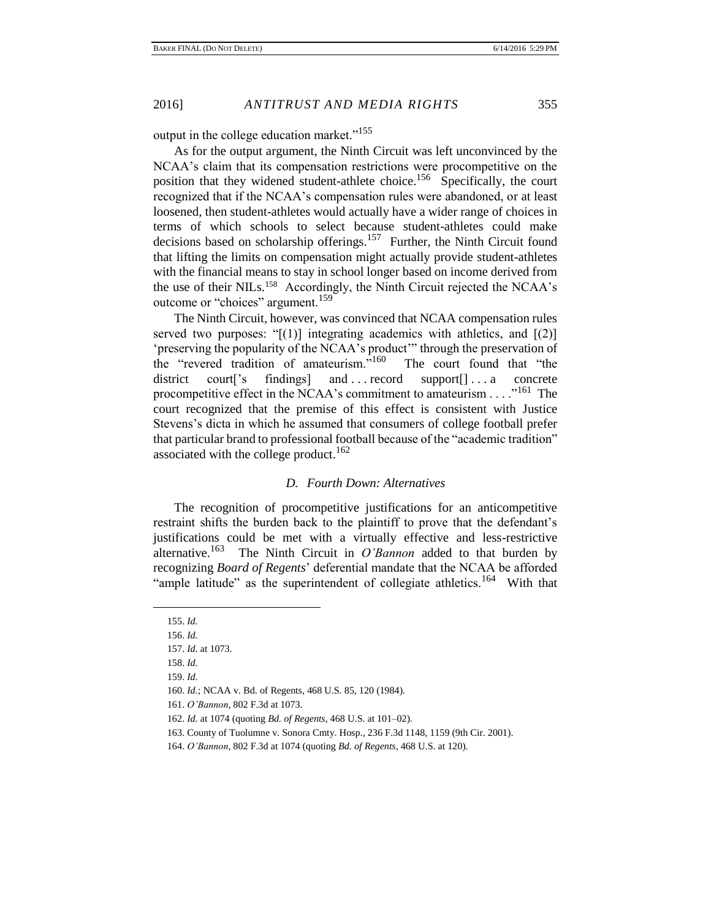output in the college education market."[155]

As for the output argument, the Ninth Circuit was left unconvinced by the NCAA's claim that its compensation restrictions were procompetitive on the position that they widened student-athlete choice.[156] Specifically, the court recognized that if the NCAA's compensation rules were abandoned, or at least loosened, then student-athletes would actually have a wider range of choices in terms of which schools to select because student-athletes could make decisions based on scholarship offerings.[157] Further, the Ninth Circuit found that lifting the limits on compensation might actually provide student-athletes with the financial means to stay in school longer based on income derived from the use of their NILs.[158] Accordingly, the Ninth Circuit rejected the NCAA's outcome or "choices" argument.[159]

The Ninth Circuit, however, was convinced that NCAA compensation rules served two purposes: "[(1)] integrating academics with athletics, and [(2)] 'preserving the popularity of the NCAA's product'" through the preservation of the "revered tradition of amateurism."[160] The court found that "the district court['s findings] and . . . record support[] . . . a concrete procompetitive effect in the NCAA's commitment to amateurism . . . ."[161] The court recognized that the premise of this effect is consistent with Justice Stevens's dicta in which he assumed that consumers of college football prefer that particular brand to professional football because of the "academic tradition" associated with the college product.[162]

### *D. Fourth Down: Alternatives*

The recognition of procompetitive justifications for an anticompetitive restraint shifts the burden back to the plaintiff to prove that the defendant's justifications could be met with a virtually effective and less-restrictive alternative.[163] The Ninth Circuit in *O'Bannon* added to that burden by recognizing *Board of Regents*' deferential mandate that the NCAA be afforded "ample latitude" as the superintendent of collegiate athletics.[164] With that

---

155. *Id.*

156. *Id.*

157. *Id.* at 1073.

158. *Id.*

159. *Id.*

160. *Id.*; NCAA v. Bd. of Regents, 468 U.S. 85, 120 (1984).

161. *O'Bannon*, 802 F.3d at 1073.

162. *Id.* at 1074 (quoting *Bd. of Regents*, 468 U.S. at 101–02).

163. County of Tuolumne v. Sonora Cmty. Hosp., 236 F.3d 1148, 1159 (9th Cir. 2001).

164. *O'Bannon*, 802 F.3d at 1074 (quoting *Bd. of Regents*, 468 U.S. at 120).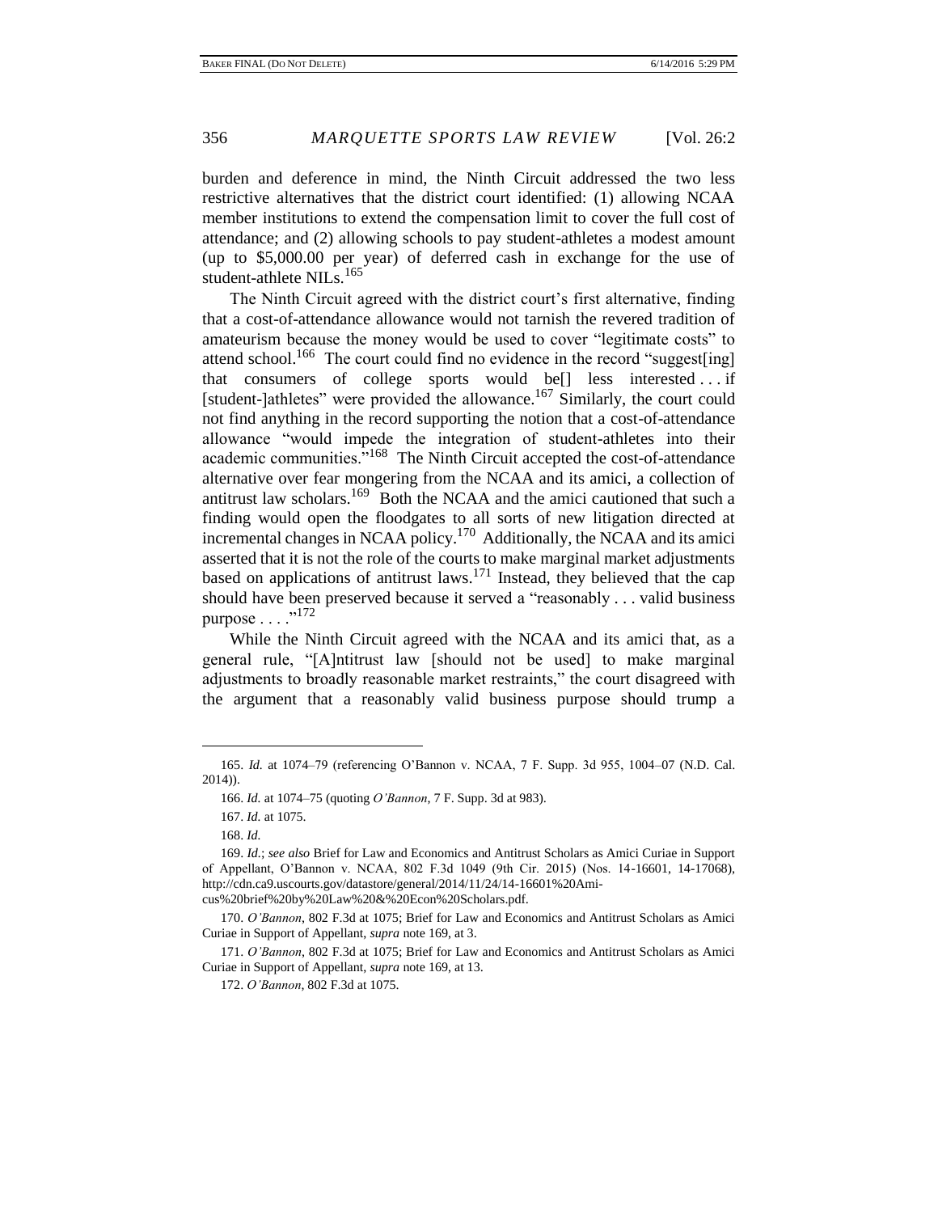burden and deference in mind, the Ninth Circuit addressed the two less restrictive alternatives that the district court identified: (1) allowing NCAA member institutions to extend the compensation limit to cover the full cost of attendance; and (2) allowing schools to pay student-athletes a modest amount (up to $5,000.00 per year) of deferred cash in exchange for the use of student-athlete NILs.[165]

The Ninth Circuit agreed with the district court's first alternative, finding that a cost-of-attendance allowance would not tarnish the revered tradition of amateurism because the money would be used to cover "legitimate costs" to attend school.[166] The court could find no evidence in the record "suggest[ing] that consumers of college sports would be[] less interested . . . if [student-]athletes" were provided the allowance.[167] Similarly, the court could not find anything in the record supporting the notion that a cost-of-attendance allowance "would impede the integration of student-athletes into their academic communities."[168] The Ninth Circuit accepted the cost-of-attendance alternative over fear mongering from the NCAA and its amici, a collection of antitrust law scholars.[169] Both the NCAA and the amici cautioned that such a finding would open the floodgates to all sorts of new litigation directed at incremental changes in NCAA policy.[170] Additionally, the NCAA and its amici asserted that it is not the role of the courts to make marginal market adjustments based on applications of antitrust laws.[171] Instead, they believed that the cap should have been preserved because it served a "reasonably . . . valid business purpose . . . ."[172]

While the Ninth Circuit agreed with the NCAA and its amici that, as a general rule, "[A]ntitrust law [should not be used] to make marginal adjustments to broadly reasonable market restraints," the court disagreed with the argument that a reasonably valid business purpose should trump a

---

165. *Id.* at 1074–79 (referencing O'Bannon v. NCAA, 7 F. Supp. 3d 955, 1004–07 (N.D. Cal. 2014)).

166. *Id.* at 1074–75 (quoting *O'Bannon*, 7 F. Supp. 3d at 983).

167. *Id.* at 1075.

168. *Id.*

169. *Id.*; *see also* Brief for Law and Economics and Antitrust Scholars as Amici Curiae in Support of Appellant, O'Bannon v. NCAA, 802 F.3d 1049 (9th Cir. 2015) (Nos. 14-16601, 14-17068), http://cdn.ca9.uscourts.gov/datastore/general/2014/11/24/14-16601%20Amicus%20brief%20by%20Law%20&%20Econ%20Scholars.pdf.

170. *O'Bannon*, 802 F.3d at 1075; Brief for Law and Economics and Antitrust Scholars as Amici Curiae in Support of Appellant, *supra* note 169, at 3.

171. *O'Bannon*, 802 F.3d at 1075; Brief for Law and Economics and Antitrust Scholars as Amici Curiae in Support of Appellant, *supra* note 169, at 13.

172. *O'Bannon*, 802 F.3d at 1075.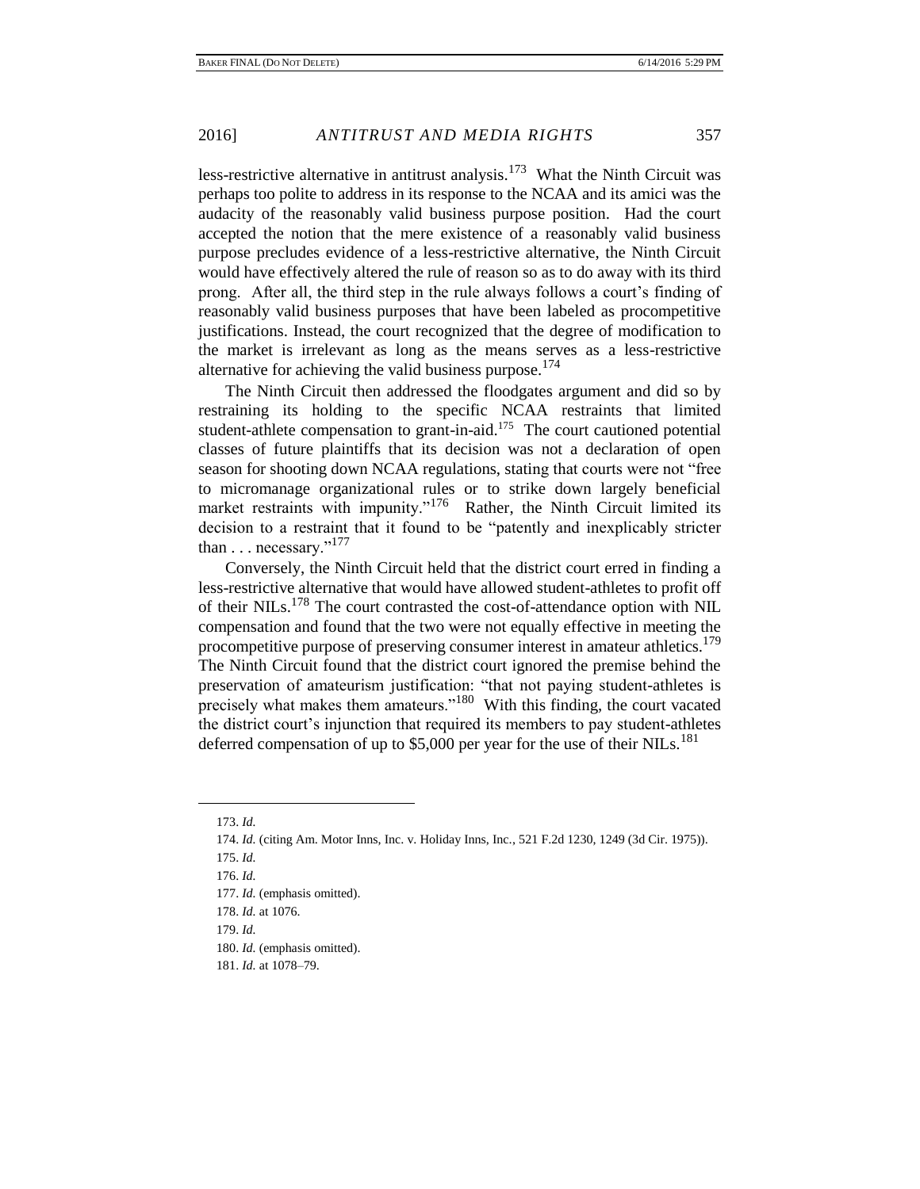less-restrictive alternative in antitrust analysis.[173] What the Ninth Circuit was perhaps too polite to address in its response to the NCAA and its amici was the audacity of the reasonably valid business purpose position. Had the court accepted the notion that the mere existence of a reasonably valid business purpose precludes evidence of a less-restrictive alternative, the Ninth Circuit would have effectively altered the rule of reason so as to do away with its third prong. After all, the third step in the rule always follows a court's finding of reasonably valid business purposes that have been labeled as procompetitive justifications. Instead, the court recognized that the degree of modification to the market is irrelevant as long as the means serves as a less-restrictive alternative for achieving the valid business purpose.[174]

The Ninth Circuit then addressed the floodgates argument and did so by restraining its holding to the specific NCAA restraints that limited student-athlete compensation to grant-in-aid.[175] The court cautioned potential classes of future plaintiffs that its decision was not a declaration of open season for shooting down NCAA regulations, stating that courts were not "free to micromanage organizational rules or to strike down largely beneficial market restraints with impunity."[176] Rather, the Ninth Circuit limited its decision to a restraint that it found to be "patently and inexplicably stricter than . . . necessary."[177]

Conversely, the Ninth Circuit held that the district court erred in finding a less-restrictive alternative that would have allowed student-athletes to profit off of their NILs.[178] The court contrasted the cost-of-attendance option with NIL compensation and found that the two were not equally effective in meeting the procompetitive purpose of preserving consumer interest in amateur athletics.[179] The Ninth Circuit found that the district court ignored the premise behind the preservation of amateurism justification: "that not paying student-athletes is precisely what makes them amateurs."[180] With this finding, the court vacated the district court's injunction that required its members to pay student-athletes deferred compensation of up to $5,000 per year for the use of their NILs.[181]

---

173. *Id.*

174. *Id.* (citing Am. Motor Inns, Inc. v. Holiday Inns, Inc., 521 F.2d 1230, 1249 (3d Cir. 1975)).

175. *Id.*

176. *Id.*

177. *Id.* (emphasis omitted).

178. *Id.* at 1076.

179. *Id.*

180. *Id.* (emphasis omitted).

181. *Id.* at 1078–79.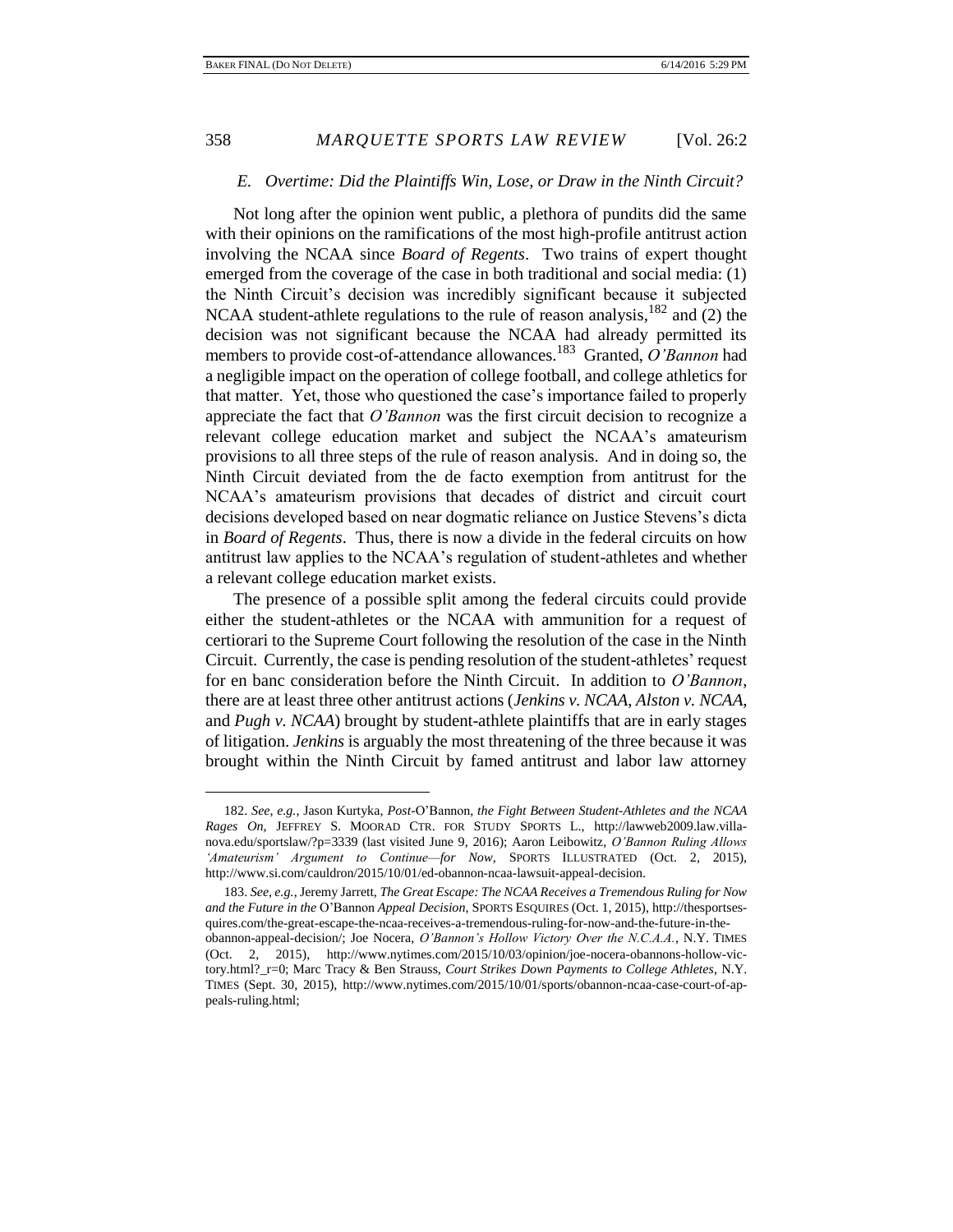### E. Overtime: Did the Plaintiffs Win, Lose, or Draw in the Ninth Circuit?

Not long after the opinion went public, a plethora of pundits did the same with their opinions on the ramifications of the most high-profile antitrust action involving the NCAA since *Board of Regents*. Two trains of expert thought emerged from the coverage of the case in both traditional and social media: (1) the Ninth Circuit's decision was incredibly significant because it subjected NCAA student-athlete regulations to the rule of reason analysis,[182] and (2) the decision was not significant because the NCAA had already permitted its members to provide cost-of-attendance allowances.[183] Granted, *O'Bannon* had a negligible impact on the operation of college football, and college athletics for that matter. Yet, those who questioned the case's importance failed to properly appreciate the fact that *O'Bannon* was the first circuit decision to recognize a relevant college education market and subject the NCAA's amateurism provisions to all three steps of the rule of reason analysis. And in doing so, the Ninth Circuit deviated from the de facto exemption from antitrust for the NCAA's amateurism provisions that decades of district and circuit court decisions developed based on near dogmatic reliance on Justice Stevens's dicta in *Board of Regents*. Thus, there is now a divide in the federal circuits on how antitrust law applies to the NCAA's regulation of student-athletes and whether a relevant college education market exists.

The presence of a possible split among the federal circuits could provide either the student-athletes or the NCAA with ammunition for a request of certiorari to the Supreme Court following the resolution of the case in the Ninth Circuit. Currently, the case is pending resolution of the student-athletes' request for en banc consideration before the Ninth Circuit. In addition to *O'Bannon*, there are at least three other antitrust actions (*Jenkins v. NCAA*, *Alston v. NCAA*, and *Pugh v. NCAA*) brought by student-athlete plaintiffs that are in early stages of litigation. *Jenkins* is arguably the most threatening of the three because it was brought within the Ninth Circuit by famed antitrust and labor law attorney

---

182. *See, e.g.*, Jason Kurtyka, *Post-*O'Bannon*, the Fight Between Student-Athletes and the NCAA Rages On*, JEFFREY S. MOORAD CTR. FOR STUDY SPORTS L., http://lawweb2009.law.villanova.edu/sportslaw/?p=3339 (last visited June 9, 2016); Aaron Leibowitz, *O'Bannon Ruling Allows 'Amateurism' Argument to Continue—for Now*, SPORTS ILLUSTRATED (Oct. 2, 2015), http://www.si.com/cauldron/2015/10/01/ed-obannon-ncaa-lawsuit-appeal-decision.

183. *See, e.g.*, Jeremy Jarrett, *The Great Escape: The NCAA Receives a Tremendous Ruling for Now and the Future in the* O'Bannon *Appeal Decision*, SPORTS ESQUIRES (Oct. 1, 2015), http://thesportsesquires.com/the-great-escape-the-ncaa-receives-a-tremendous-ruling-for-now-and-the-future-in-the-obannon-appeal-decision/; Joe Nocera, *O'Bannon's Hollow Victory Over the N.C.A.A.*, N.Y. TIMES (Oct. 2, 2015), http://www.nytimes.com/2015/10/03/opinion/joe-nocera-obannons-hollow-victory.html?_r=0; Marc Tracy & Ben Strauss, *Court Strikes Down Payments to College Athletes*, N.Y. TIMES (Sept. 30, 2015), http://www.nytimes.com/2015/10/01/sports/obannon-ncaa-case-court-of-appeals-ruling.html;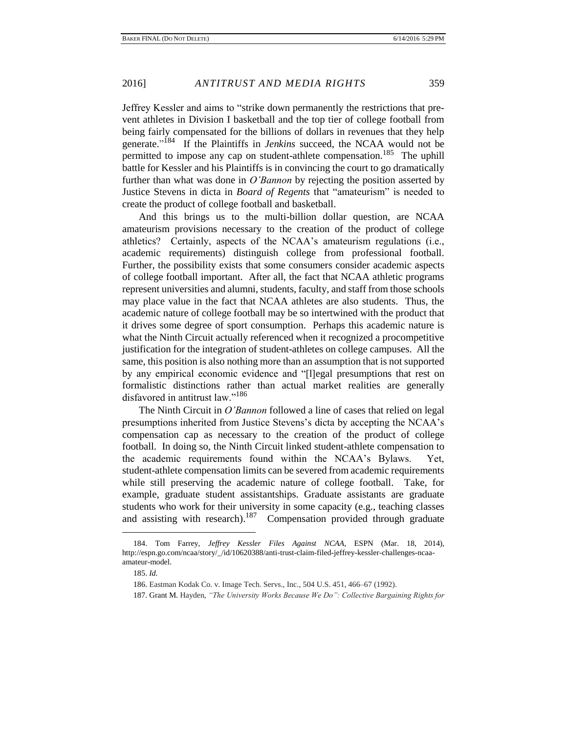Jeffrey Kessler and aims to "strike down permanently the restrictions that prevent athletes in Division I basketball and the top tier of college football from being fairly compensated for the billions of dollars in revenues that they help generate."[184] If the Plaintiffs in *Jenkins* succeed, the NCAA would not be permitted to impose any cap on student-athlete compensation.[185] The uphill battle for Kessler and his Plaintiffs is in convincing the court to go dramatically further than what was done in *O'Bannon* by rejecting the position asserted by Justice Stevens in dicta in *Board of Regents* that "amateurism" is needed to create the product of college football and basketball.

And this brings us to the multi-billion dollar question, are NCAA amateurism provisions necessary to the creation of the product of college athletics? Certainly, aspects of the NCAA's amateurism regulations (i.e., academic requirements) distinguish college from professional football. Further, the possibility exists that some consumers consider academic aspects of college football important. After all, the fact that NCAA athletic programs represent universities and alumni, students, faculty, and staff from those schools may place value in the fact that NCAA athletes are also students. Thus, the academic nature of college football may be so intertwined with the product that it drives some degree of sport consumption. Perhaps this academic nature is what the Ninth Circuit actually referenced when it recognized a procompetitive justification for the integration of student-athletes on college campuses. All the same, this position is also nothing more than an assumption that is not supported by any empirical economic evidence and "[l]egal presumptions that rest on formalistic distinctions rather than actual market realities are generally disfavored in antitrust law."[186]

The Ninth Circuit in *O'Bannon* followed a line of cases that relied on legal presumptions inherited from Justice Stevens's dicta by accepting the NCAA's compensation cap as necessary to the creation of the product of college football. In doing so, the Ninth Circuit linked student-athlete compensation to the academic requirements found within the NCAA's Bylaws. Yet, student-athlete compensation limits can be severed from academic requirements while still preserving the academic nature of college football. Take, for example, graduate student assistantships. Graduate assistants are graduate students who work for their university in some capacity (e.g., teaching classes and assisting with research).[187] Compensation provided through graduate

---

184. Tom Farrey, *Jeffrey Kessler Files Against NCAA*, ESPN (Mar. 18, 2014), http://espn.go.com/ncaa/story/_/id/10620388/anti-trust-claim-filed-jeffrey-kessler-challenges-ncaa-amateur-model.

185. *Id.*

186. Eastman Kodak Co. v. Image Tech. Servs., Inc., 504 U.S. 451, 466–67 (1992).

187. Grant M. Hayden, *"The University Works Because We Do": Collective Bargaining Rights for*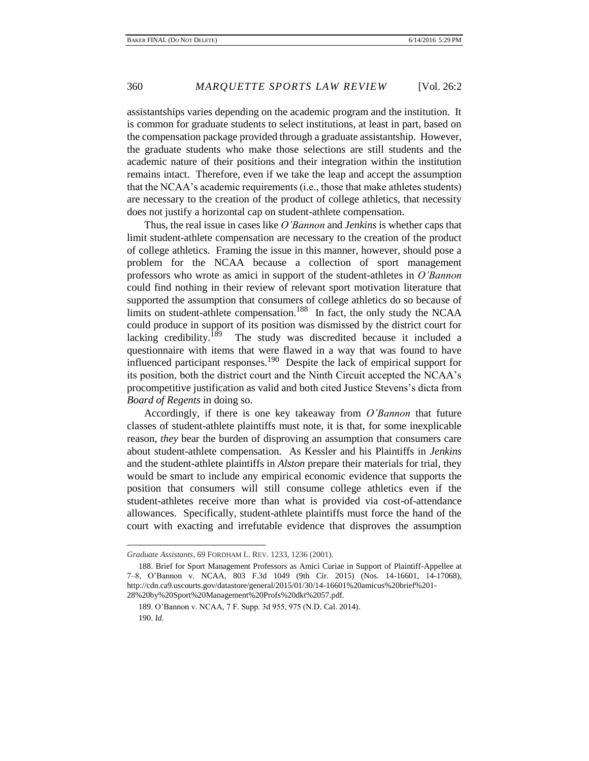assistantships varies depending on the academic program and the institution. It is common for graduate students to select institutions, at least in part, based on the compensation package provided through a graduate assistantship. However, the graduate students who make those selections are still students and the academic nature of their positions and their integration within the institution remains intact. Therefore, even if we take the leap and accept the assumption that the NCAA's academic requirements (i.e., those that make athletes students) are necessary to the creation of the product of college athletics, that necessity does not justify a horizontal cap on student-athlete compensation.

Thus, the real issue in cases like *O'Bannon* and *Jenkins* is whether caps that limit student-athlete compensation are necessary to the creation of the product of college athletics. Framing the issue in this manner, however, should pose a problem for the NCAA because a collection of sport management professors who wrote as amici in support of the student-athletes in *O'Bannon* could find nothing in their review of relevant sport motivation literature that supported the assumption that consumers of college athletics do so because of limits on student-athlete compensation.[188] In fact, the only study the NCAA could produce in support of its position was dismissed by the district court for lacking credibility.[189] The study was discredited because it included a questionnaire with items that were flawed in a way that was found to have influenced participant responses.[190] Despite the lack of empirical support for its position, both the district court and the Ninth Circuit accepted the NCAA's procompetitive justification as valid and both cited Justice Stevens's dicta from *Board of Regents* in doing so.

Accordingly, if there is one key takeaway from *O'Bannon* that future classes of student-athlete plaintiffs must note, it is that, for some inexplicable reason, *they* bear the burden of disproving an assumption that consumers care about student-athlete compensation. As Kessler and his Plaintiffs in *Jenkins* and the student-athlete plaintiffs in *Alston* prepare their materials for trial, they would be smart to include any empirical economic evidence that supports the position that consumers will still consume college athletics even if the student-athletes receive more than what is provided via cost-of-attendance allowances. Specifically, student-athlete plaintiffs must force the hand of the court with exacting and irrefutable evidence that disproves the assumption

---

*Graduate Assistants*, 69 FORDHAM L. REV. 1233, 1236 (2001).

188. Brief for Sport Management Professors as Amici Curiae in Support of Plaintiff-Appellee at 7–8, O'Bannon v. NCAA, 803 F.3d 1049 (9th Cir. 2015) (Nos. 14-16601, 14-17068), http://cdn.ca9.uscourts.gov/datastore/general/2015/01/30/14-16601%20amicus%20brief%201-28%20by%20Sport%20Management%20Profs%20dkt%2057.pdf.

189. O'Bannon v. NCAA, 7 F. Supp. 3d 955, 975 (N.D. Cal. 2014).

190. *Id.*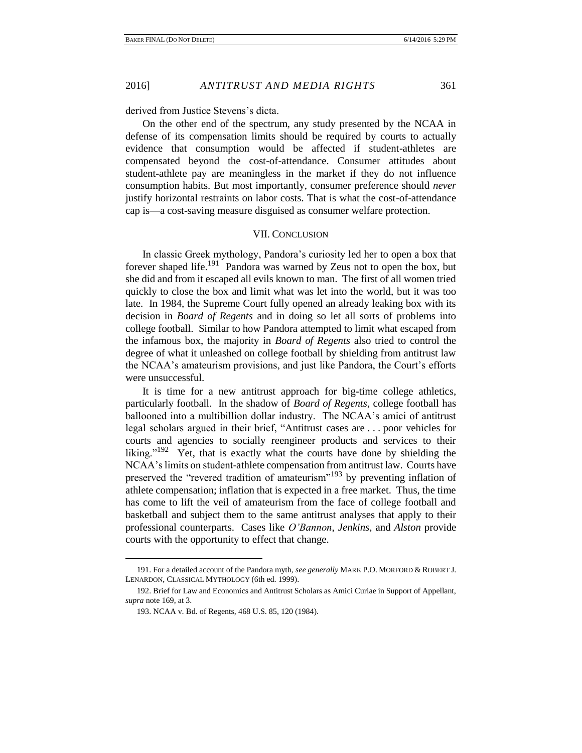derived from Justice Stevens's dicta.

On the other end of the spectrum, any study presented by the NCAA in defense of its compensation limits should be required by courts to actually evidence that consumption would be affected if student-athletes are compensated beyond the cost-of-attendance. Consumer attitudes about student-athlete pay are meaningless in the market if they do not influence consumption habits. But most importantly, consumer preference should *never* justify horizontal restraints on labor costs. That is what the cost-of-attendance cap is—a cost-saving measure disguised as consumer welfare protection.

## VII. Conclusion

In classic Greek mythology, Pandora's curiosity led her to open a box that forever shaped life.[191] Pandora was warned by Zeus not to open the box, but she did and from it escaped all evils known to man. The first of all women tried quickly to close the box and limit what was let into the world, but it was too late. In 1984, the Supreme Court fully opened an already leaking box with its decision in *Board of Regents* and in doing so let all sorts of problems into college football. Similar to how Pandora attempted to limit what escaped from the infamous box, the majority in *Board of Regents* also tried to control the degree of what it unleashed on college football by shielding from antitrust law the NCAA's amateurism provisions, and just like Pandora, the Court's efforts were unsuccessful.

It is time for a new antitrust approach for big-time college athletics, particularly football. In the shadow of *Board of Regents*, college football has ballooned into a multibillion dollar industry. The NCAA's amici of antitrust legal scholars argued in their brief, "Antitrust cases are . . . poor vehicles for courts and agencies to socially reengineer products and services to their liking."[192] Yet, that is exactly what the courts have done by shielding the NCAA's limits on student-athlete compensation from antitrust law. Courts have preserved the "revered tradition of amateurism"[193] by preventing inflation of athlete compensation; inflation that is expected in a free market. Thus, the time has come to lift the veil of amateurism from the face of college football and basketball and subject them to the same antitrust analyses that apply to their professional counterparts. Cases like *O'Bannon*, *Jenkins*, and *Alston* provide courts with the opportunity to effect that change.

---

191. For a detailed account of the Pandora myth, *see generally* MARK P.O. MORFORD & ROBERT J. LENARDON, CLASSICAL MYTHOLOGY (6th ed. 1999).

192. Brief for Law and Economics and Antitrust Scholars as Amici Curiae in Support of Appellant, *supra* note 169, at 3.

193. NCAA v. Bd. of Regents, 468 U.S. 85, 120 (1984).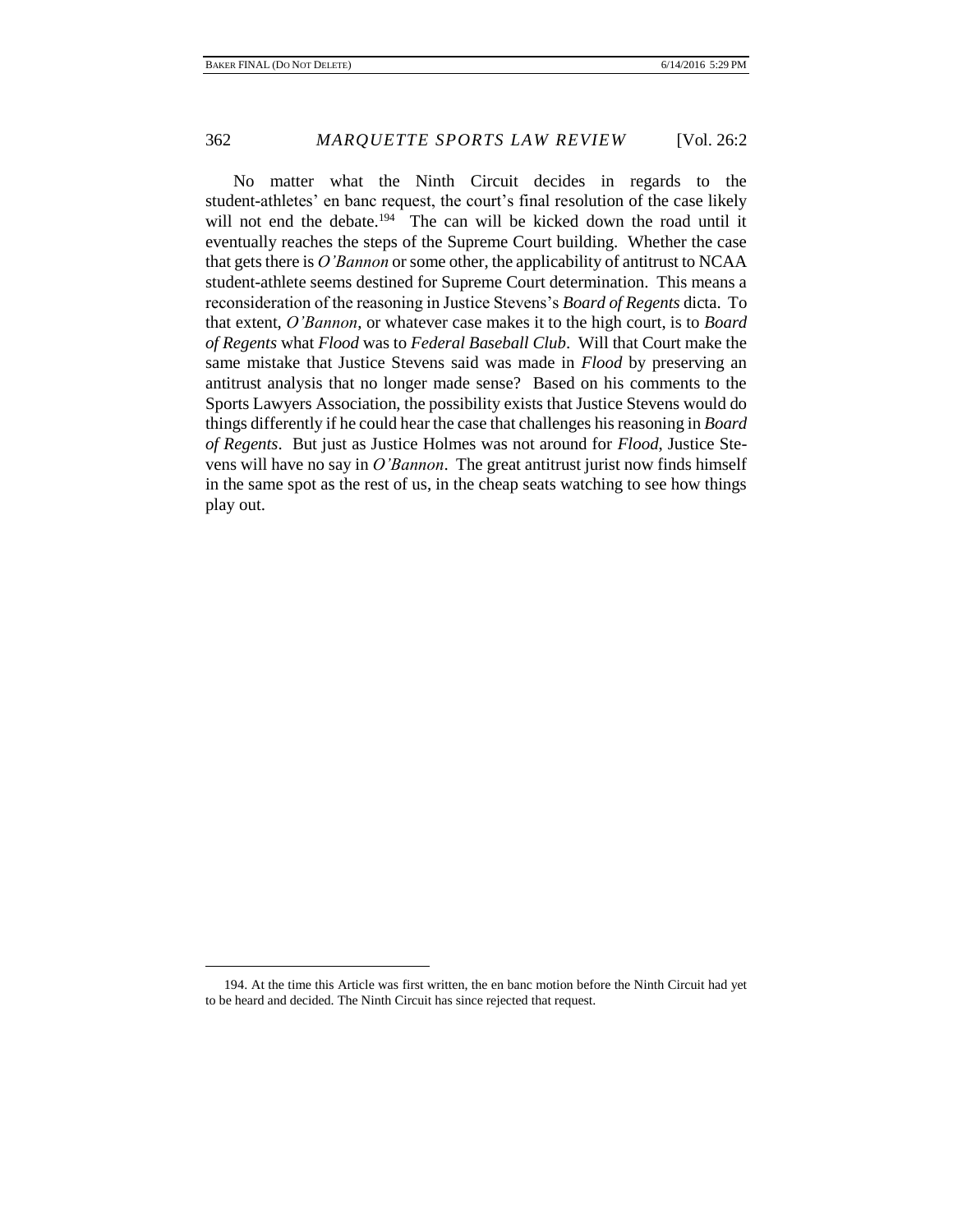No matter what the Ninth Circuit decides in regards to the student-athletes' en banc request, the court's final resolution of the case likely will not end the debate.[194] The can will be kicked down the road until it eventually reaches the steps of the Supreme Court building. Whether the case that gets there is *O'Bannon* or some other, the applicability of antitrust to NCAA student-athlete seems destined for Supreme Court determination. This means a reconsideration of the reasoning in Justice Stevens's *Board of Regents* dicta. To that extent, *O'Bannon*, or whatever case makes it to the high court, is to *Board of Regents* what *Flood* was to *Federal Baseball Club*. Will that Court make the same mistake that Justice Stevens said was made in *Flood* by preserving an antitrust analysis that no longer made sense? Based on his comments to the Sports Lawyers Association, the possibility exists that Justice Stevens would do things differently if he could hear the case that challenges his reasoning in *Board of Regents*. But just as Justice Holmes was not around for *Flood*, Justice Stevens will have no say in *O'Bannon*. The great antitrust jurist now finds himself in the same spot as the rest of us, in the cheap seats watching to see how things play out.

194. At the time this Article was first written, the en banc motion before the Ninth Circuit had yet to be heard and decided. The Ninth Circuit has since rejected that request.